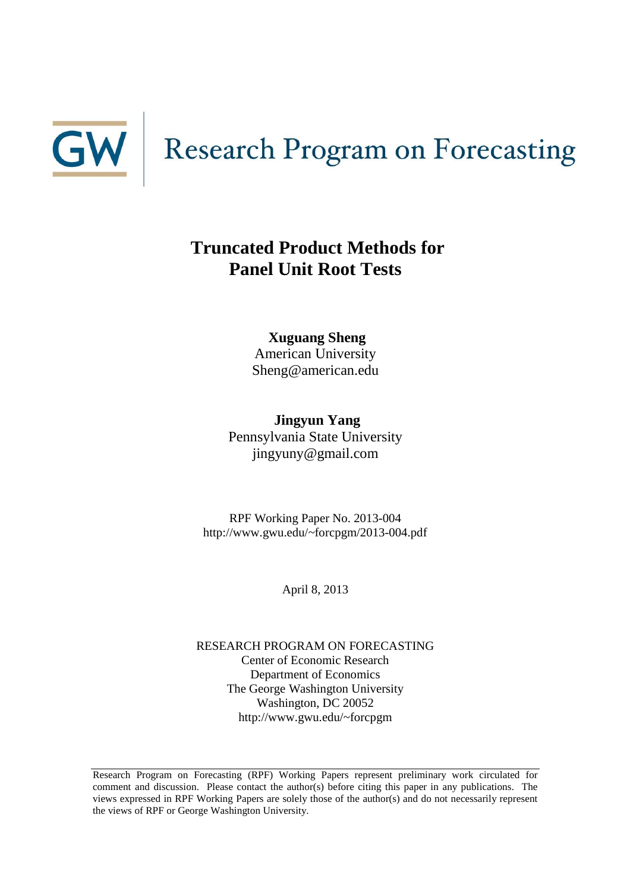GW | Research Program on Forecasting

# Truncated Product Methods for Panel Unit Root Tests

**Xuguang Sheng**
American University
Sheng@american.edu

**Jingyun Yang**
Pennsylvania State University
jingyuny@gmail.com

RPF Working Paper No. 2013-004
http://www.gwu.edu/~forcpgm/2013-004.pdf

April 8, 2013

RESEARCH PROGRAM ON FORECASTING
Center of Economic Research
Department of Economics
The George Washington University
Washington, DC 20052
http://www.gwu.edu/~forcpgm

Research Program on Forecasting (RPF) Working Papers represent preliminary work circulated for comment and discussion. Please contact the author(s) before citing this paper in any publications. The views expressed in RPF Working Papers are solely those of the author(s) and do not necessarily represent the views of RPF or George Washington University.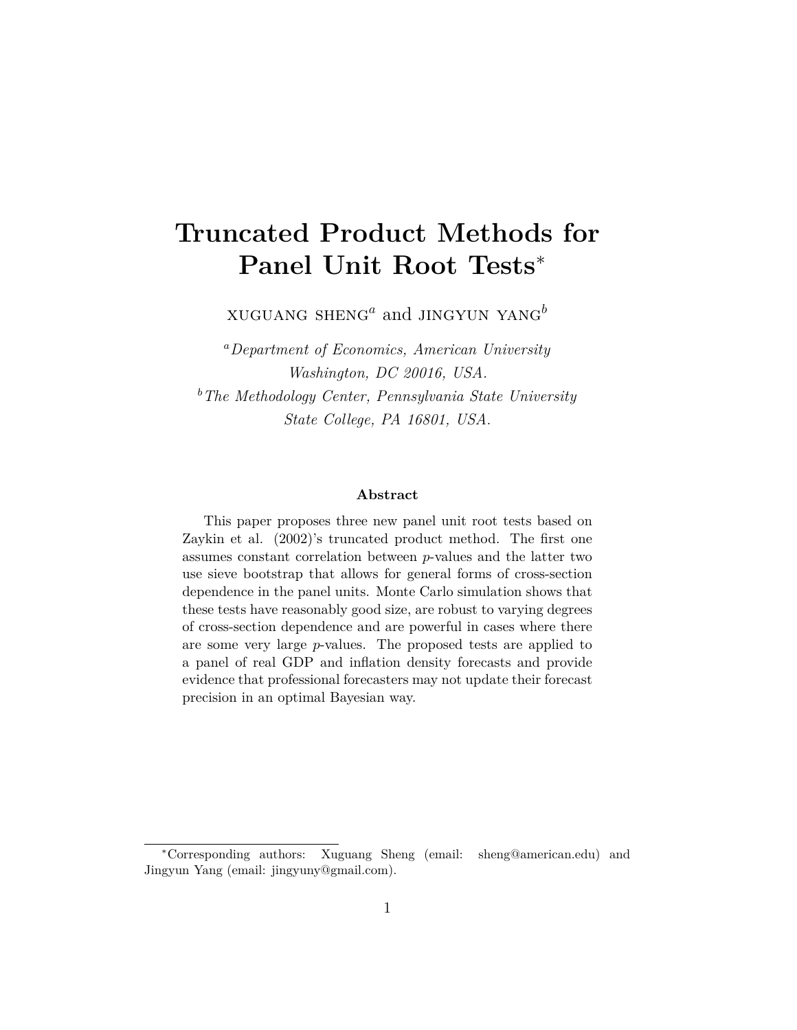# Truncated Product Methods for Panel Unit Root Tests[*]

XUGUANG SHENG[a] and JINGYUN YANG[b]

[a] *Department of Economics, American University Washington, DC 20016, USA.*

[b] *The Methodology Center, Pennsylvania State University State College, PA 16801, USA.*

**Abstract**

This paper proposes three new panel unit root tests based on Zaykin et al. (2002)'s truncated product method. The first one assumes constant correlation between *p*-values and the latter two use sieve bootstrap that allows for general forms of cross-section dependence in the panel units. Monte Carlo simulation shows that these tests have reasonably good size, are robust to varying degrees of cross-section dependence and are powerful in cases where there are some very large *p*-values. The proposed tests are applied to a panel of real GDP and inflation density forecasts and provide evidence that professional forecasters may not update their forecast precision in an optimal Bayesian way.

[*] Corresponding authors: Xuguang Sheng (email: sheng@american.edu) and Jingyun Yang (email: jingyuny@gmail.com).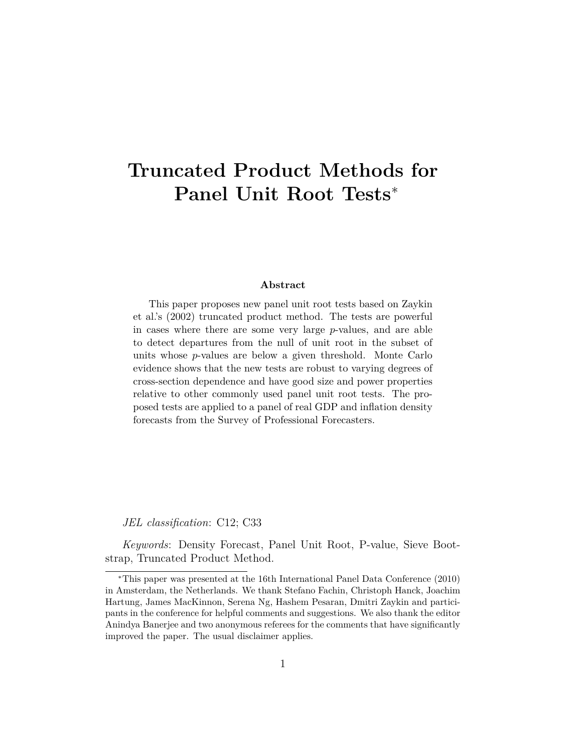# Truncated Product Methods for Panel Unit Root Tests*

**Abstract**

This paper proposes new panel unit root tests based on Zaykin et al.'s (2002) truncated product method. The tests are powerful in cases where there are some very large *p*-values, and are able to detect departures from the null of unit root in the subset of units whose *p*-values are below a given threshold. Monte Carlo evidence shows that the new tests are robust to varying degrees of cross-section dependence and have good size and power properties relative to other commonly used panel unit root tests. The proposed tests are applied to a panel of real GDP and inflation density forecasts from the Survey of Professional Forecasters.

*JEL classification*: C12; C33

*Keywords*: Density Forecast, Panel Unit Root, P-value, Sieve Bootstrap, Truncated Product Method.

---

*This paper was presented at the 16th International Panel Data Conference (2010) in Amsterdam, the Netherlands. We thank Stefano Fachin, Christoph Hanck, Joachim Hartung, James MacKinnon, Serena Ng, Hashem Pesaran, Dmitri Zaykin and participants in the conference for helpful comments and suggestions. We also thank the editor Anindya Banerjee and two anonymous referees for the comments that have significantly improved the paper. The usual disclaimer applies.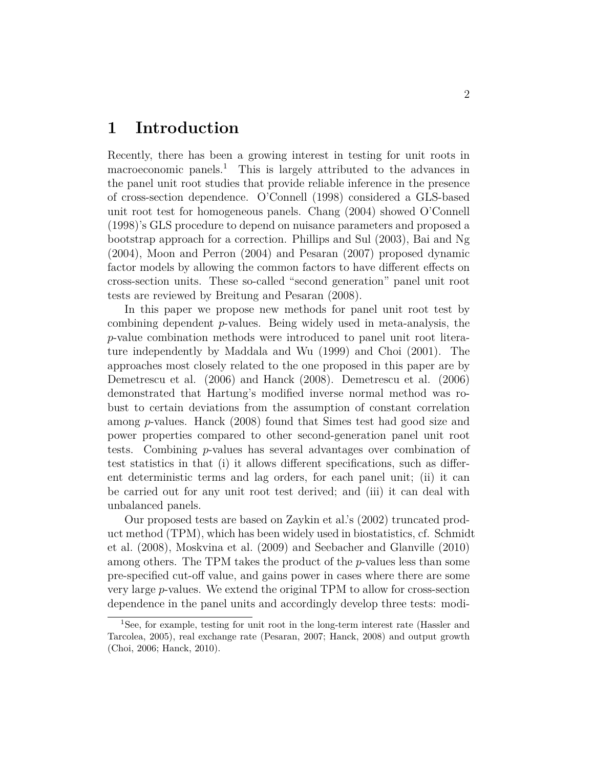# 1 Introduction

Recently, there has been a growing interest in testing for unit roots in macroeconomic panels.[1] This is largely attributed to the advances in the panel unit root studies that provide reliable inference in the presence of cross-section dependence. O'Connell (1998) considered a GLS-based unit root test for homogeneous panels. Chang (2004) showed O'Connell (1998)'s GLS procedure to depend on nuisance parameters and proposed a bootstrap approach for a correction. Phillips and Sul (2003), Bai and Ng (2004), Moon and Perron (2004) and Pesaran (2007) proposed dynamic factor models by allowing the common factors to have different effects on cross-section units. These so-called "second generation" panel unit root tests are reviewed by Breitung and Pesaran (2008).

In this paper we propose new methods for panel unit root test by combining dependent *p*-values. Being widely used in meta-analysis, the *p*-value combination methods were introduced to panel unit root literature independently by Maddala and Wu (1999) and Choi (2001). The approaches most closely related to the one proposed in this paper are by Demetrescu et al. (2006) and Hanck (2008). Demetrescu et al. (2006) demonstrated that Hartung's modified inverse normal method was robust to certain deviations from the assumption of constant correlation among *p*-values. Hanck (2008) found that Simes test had good size and power properties compared to other second-generation panel unit root tests. Combining *p*-values has several advantages over combination of test statistics in that (i) it allows different specifications, such as different deterministic terms and lag orders, for each panel unit; (ii) it can be carried out for any unit root test derived; and (iii) it can deal with unbalanced panels.

Our proposed tests are based on Zaykin et al.'s (2002) truncated product method (TPM), which has been widely used in biostatistics, cf. Schmidt et al. (2008), Moskvina et al. (2009) and Seebacher and Glanville (2010) among others. The TPM takes the product of the *p*-values less than some pre-specified cut-off value, and gains power in cases where there are some very large *p*-values. We extend the original TPM to allow for cross-section dependence in the panel units and accordingly develop three tests: modi-

[1] See, for example, testing for unit root in the long-term interest rate (Hassler and Tarcolea, 2005), real exchange rate (Pesaran, 2007; Hanck, 2008) and output growth (Choi, 2006; Hanck, 2010).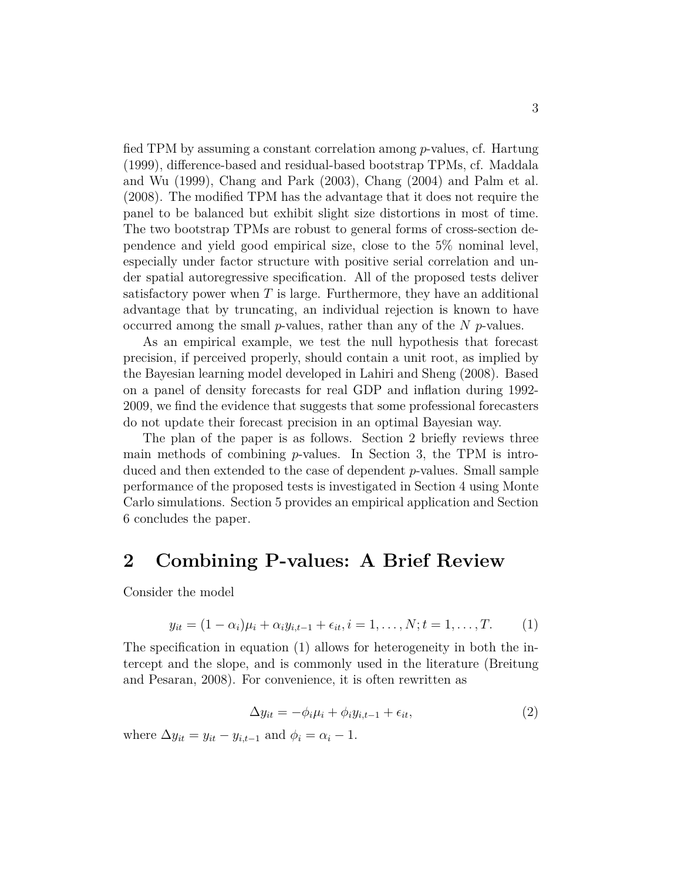fied TPM by assuming a constant correlation among $p$-values, cf. Hartung (1999), difference-based and residual-based bootstrap TPMs, cf. Maddala and Wu (1999), Chang and Park (2003), Chang (2004) and Palm et al. (2008). The modified TPM has the advantage that it does not require the panel to be balanced but exhibit slight size distortions in most of time. The two bootstrap TPMs are robust to general forms of cross-section dependence and yield good empirical size, close to the 5% nominal level, especially under factor structure with positive serial correlation and under spatial autoregressive specification. All of the proposed tests deliver satisfactory power when $T$ is large. Furthermore, they have an additional advantage that by truncating, an individual rejection is known to have occurred among the small $p$-values, rather than any of the $N$ $p$-values.

As an empirical example, we test the null hypothesis that forecast precision, if perceived properly, should contain a unit root, as implied by the Bayesian learning model developed in Lahiri and Sheng (2008). Based on a panel of density forecasts for real GDP and inflation during 1992-2009, we find the evidence that suggests that some professional forecasters do not update their forecast precision in an optimal Bayesian way.

The plan of the paper is as follows. Section 2 briefly reviews three main methods of combining $p$-values. In Section 3, the TPM is introduced and then extended to the case of dependent $p$-values. Small sample performance of the proposed tests is investigated in Section 4 using Monte Carlo simulations. Section 5 provides an empirical application and Section 6 concludes the paper.

## 2 Combining P-values: A Brief Review

Consider the model

$$y_{it} = (1 - \alpha_i)\mu_i + \alpha_i y_{i,t-1} + \epsilon_{it}, i = 1, \ldots, N; t = 1, \ldots, T. \tag{1}$$

The specification in equation (1) allows for heterogeneity in both the intercept and the slope, and is commonly used in the literature (Breitung and Pesaran, 2008). For convenience, it is often rewritten as

$$\Delta y_{it} = -\phi_i \mu_i + \phi_i y_{i,t-1} + \epsilon_{it}, \tag{2}$$

where $\Delta y_{it} = y_{it} - y_{i,t-1}$ and $\phi_i = \alpha_i - 1$.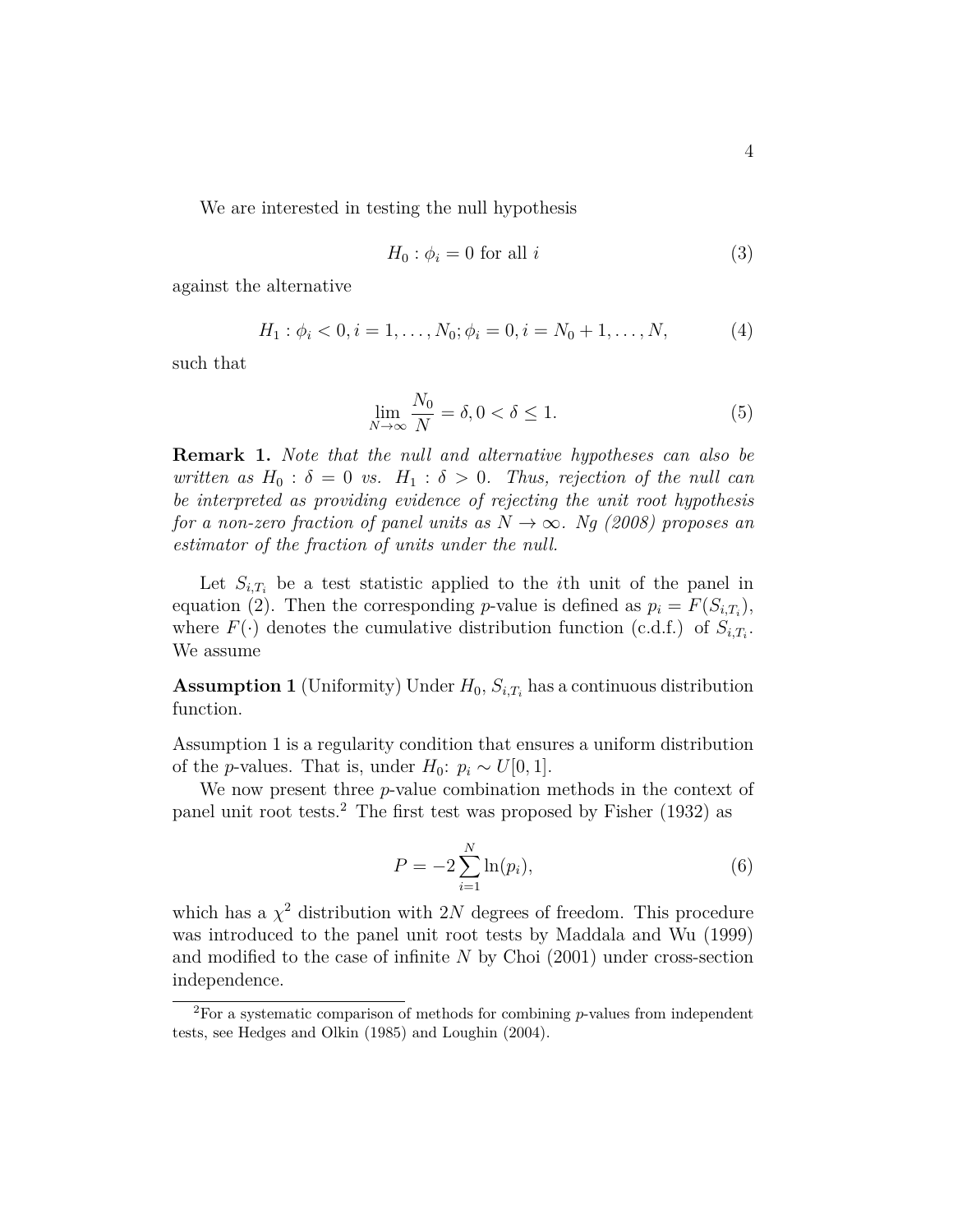We are interested in testing the null hypothesis

$$H_0 : \phi_i = 0 \text{ for all } i \tag{3}$$

against the alternative

$$H_1 : \phi_i < 0, i = 1, \ldots, N_0; \phi_i = 0, i = N_0 + 1, \ldots, N, \tag{4}$$

such that

$$\lim_{N \to \infty} \frac{N_0}{N} = \delta, 0 < \delta \leq 1. \tag{5}$$

**Remark 1.** *Note that the null and alternative hypotheses can also be written as $H_0 : \delta = 0$ vs. $H_1 : \delta > 0$. Thus, rejection of the null can be interpreted as providing evidence of rejecting the unit root hypothesis for a non-zero fraction of panel units as $N \to \infty$. Ng (2008) proposes an estimator of the fraction of units under the null.*

Let $S_{i,T_i}$ be a test statistic applied to the $i$th unit of the panel in equation (2). Then the corresponding $p$-value is defined as $p_i = F(S_{i,T_i})$, where $F(\cdot)$ denotes the cumulative distribution function (c.d.f.) of $S_{i,T_i}$. We assume

**Assumption 1** (Uniformity) Under $H_0$, $S_{i,T_i}$ has a continuous distribution function.

Assumption 1 is a regularity condition that ensures a uniform distribution of the $p$-values. That is, under $H_0$: $p_i \sim U[0, 1]$.

We now present three $p$-value combination methods in the context of panel unit root tests.[2] The first test was proposed by Fisher (1932) as

$$P = -2 \sum_{i=1}^{N} \ln(p_i), \tag{6}$$

which has a $\chi^2$ distribution with $2N$ degrees of freedom. This procedure was introduced to the panel unit root tests by Maddala and Wu (1999) and modified to the case of infinite $N$ by Choi (2001) under cross-section independence.

[2] For a systematic comparison of methods for combining $p$-values from independent tests, see Hedges and Olkin (1985) and Loughin (2004).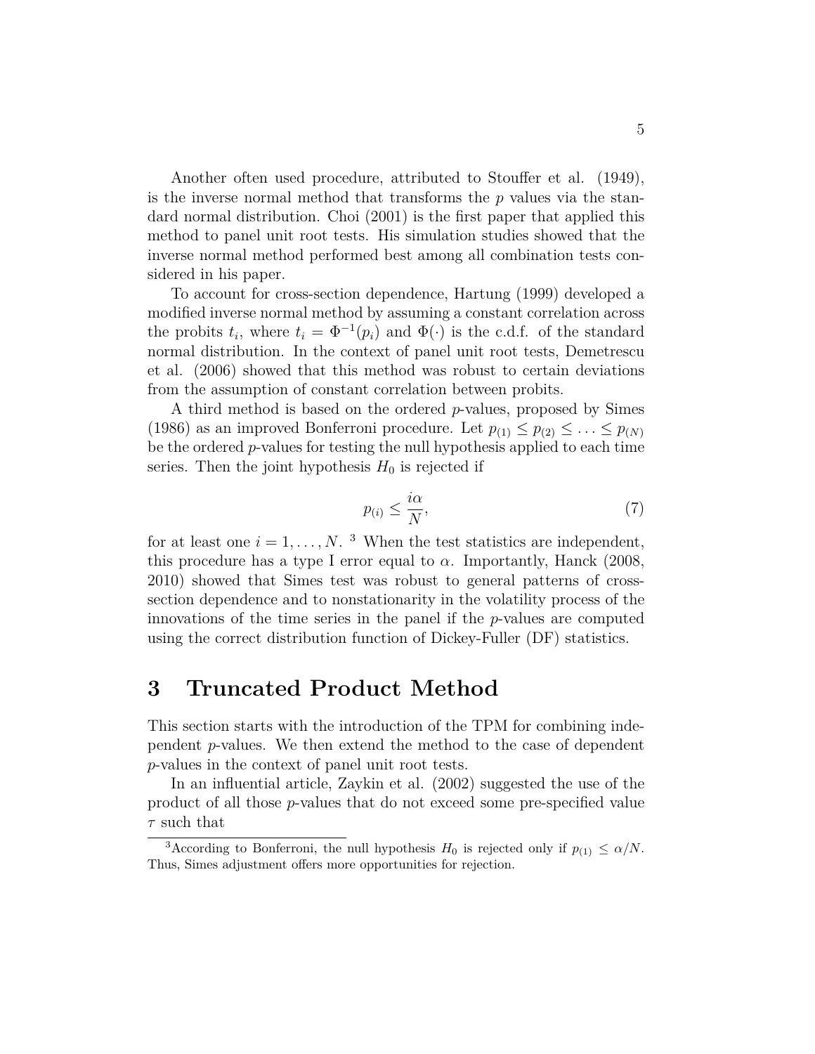Another often used procedure, attributed to Stouffer et al. (1949), is the inverse normal method that transforms the $p$ values via the standard normal distribution. Choi (2001) is the first paper that applied this method to panel unit root tests. His simulation studies showed that the inverse normal method performed best among all combination tests considered in his paper.

To account for cross-section dependence, Hartung (1999) developed a modified inverse normal method by assuming a constant correlation across the probits $t_i$, where $t_i = \Phi^{-1}(p_i)$ and $\Phi(\cdot)$ is the c.d.f. of the standard normal distribution. In the context of panel unit root tests, Demetrescu et al. (2006) showed that this method was robust to certain deviations from the assumption of constant correlation between probits.

A third method is based on the ordered $p$-values, proposed by Simes (1986) as an improved Bonferroni procedure. Let $p_{(1)} \leq p_{(2)} \leq \ldots \leq p_{(N)}$ be the ordered $p$-values for testing the null hypothesis applied to each time series. Then the joint hypothesis $H_0$ is rejected if

$$p_{(i)} \leq \frac{i\alpha}{N}, \tag{7}$$

for at least one $i = 1, \ldots, N$. [3] When the test statistics are independent, this procedure has a type I error equal to $\alpha$. Importantly, Hanck (2008, 2010) showed that Simes test was robust to general patterns of cross-section dependence and to nonstationarity in the volatility process of the innovations of the time series in the panel if the $p$-values are computed using the correct distribution function of Dickey-Fuller (DF) statistics.

# 3 Truncated Product Method

This section starts with the introduction of the TPM for combining independent $p$-values. We then extend the method to the case of dependent $p$-values in the context of panel unit root tests.

In an influential article, Zaykin et al. (2002) suggested the use of the product of all those $p$-values that do not exceed some pre-specified value $\tau$ such that

[3] According to Bonferroni, the null hypothesis $H_0$ is rejected only if $p_{(1)} \leq \alpha/N$. Thus, Simes adjustment offers more opportunities for rejection.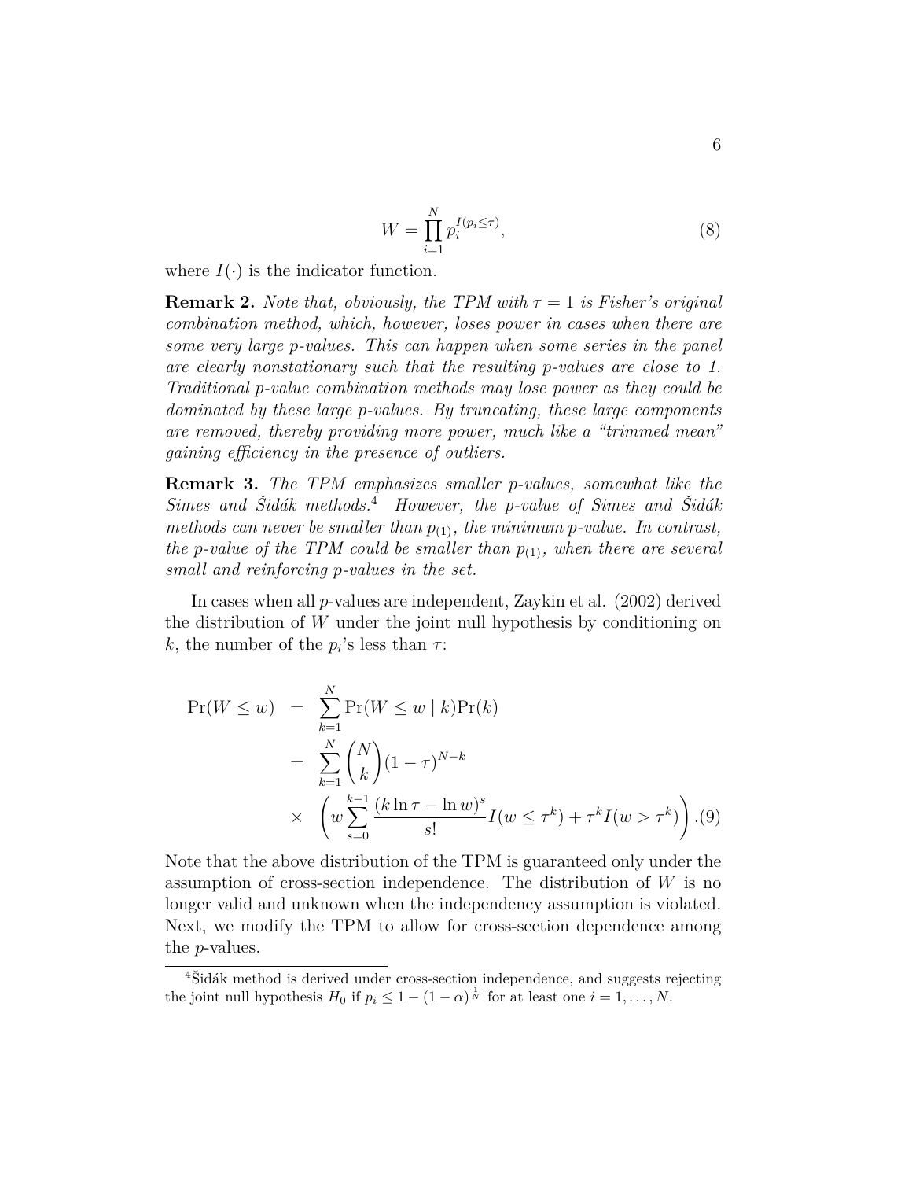$$W = \prod_{i=1}^{N} p_i^{I(p_i \leq \tau)}, \tag{8}$$

where $I(\cdot)$ is the indicator function.

**Remark 2.** *Note that, obviously, the TPM with $\tau = 1$ is Fisher's original combination method, which, however, loses power in cases when there are some very large p-values. This can happen when some series in the panel are clearly nonstationary such that the resulting p-values are close to 1. Traditional p-value combination methods may lose power as they could be dominated by these large p-values. By truncating, these large components are removed, thereby providing more power, much like a "trimmed mean" gaining efficiency in the presence of outliers.*

**Remark 3.** *The TPM emphasizes smaller p-values, somewhat like the Simes and Šidák methods.*[4] *However, the p-value of Simes and Šidák methods can never be smaller than $p_{(1)}$, the minimum p-value. In contrast, the p-value of the TPM could be smaller than $p_{(1)}$, when there are several small and reinforcing p-values in the set.*

In cases when all $p$-values are independent, Zaykin et al. (2002) derived the distribution of $W$ under the joint null hypothesis by conditioning on $k$, the number of the $p_i$'s less than $\tau$:

$$\begin{aligned}
\Pr(W \leq w) &= \sum_{k=1}^{N} \Pr(W \leq w \mid k)\Pr(k) \\
&= \sum_{k=1}^{N} \binom{N}{k} (1-\tau)^{N-k} \\
&\times \left( w \sum_{s=0}^{k-1} \frac{(k \ln \tau - \ln w)^s}{s!} I(w \leq \tau^k) + \tau^k I(w > \tau^k) \right). \qquad (9)
\end{aligned}$$

Note that the above distribution of the TPM is guaranteed only under the assumption of cross-section independence. The distribution of $W$ is no longer valid and unknown when the independency assumption is violated. Next, we modify the TPM to allow for cross-section dependence among the $p$-values.

[4] Šidák method is derived under cross-section independence, and suggests rejecting the joint null hypothesis $H_0$ if $p_i \leq 1 - (1-\alpha)^{\frac{1}{N}}$ for at least one $i = 1, \ldots, N$.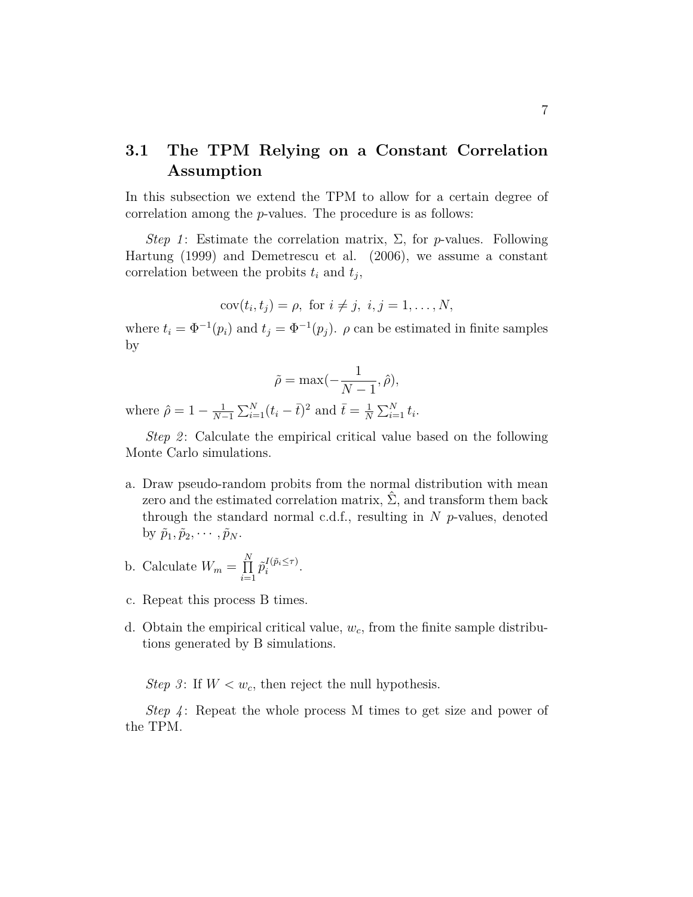## 3.1 The TPM Relying on a Constant Correlation Assumption

In this subsection we extend the TPM to allow for a certain degree of correlation among the $p$-values. The procedure is as follows:

*Step 1*: Estimate the correlation matrix, $\Sigma$, for $p$-values. Following Hartung (1999) and Demetrescu et al. (2006), we assume a constant correlation between the probits $t_i$ and $t_j$,

$$\text{cov}(t_i, t_j) = \rho, \text{ for } i \neq j, \ i, j = 1, \ldots, N,$$

where $t_i = \Phi^{-1}(p_i)$ and $t_j = \Phi^{-1}(p_j)$. $\rho$ can be estimated in finite samples by

$$\tilde{\rho} = \max(-\frac{1}{N-1}, \hat{\rho}),$$

where $\hat{\rho} = 1 - \frac{1}{N-1}\sum_{i=1}^{N}(t_i - \bar{t})^2$ and $\bar{t} = \frac{1}{N}\sum_{i=1}^{N} t_i$.

*Step 2*: Calculate the empirical critical value based on the following Monte Carlo simulations.

a. Draw pseudo-random probits from the normal distribution with mean zero and the estimated correlation matrix, $\hat{\Sigma}$, and transform them back through the standard normal c.d.f., resulting in $N$ $p$-values, denoted by $\tilde{p}_1, \tilde{p}_2, \cdots, \tilde{p}_N$.

b. Calculate $W_m = \prod_{i=1}^{N} \tilde{p}_i^{I(\tilde{p}_i \leq \tau)}$.

c. Repeat this process B times.

d. Obtain the empirical critical value, $w_c$, from the finite sample distributions generated by B simulations.

*Step 3*: If $W < w_c$, then reject the null hypothesis.

*Step 4*: Repeat the whole process M times to get size and power of the TPM.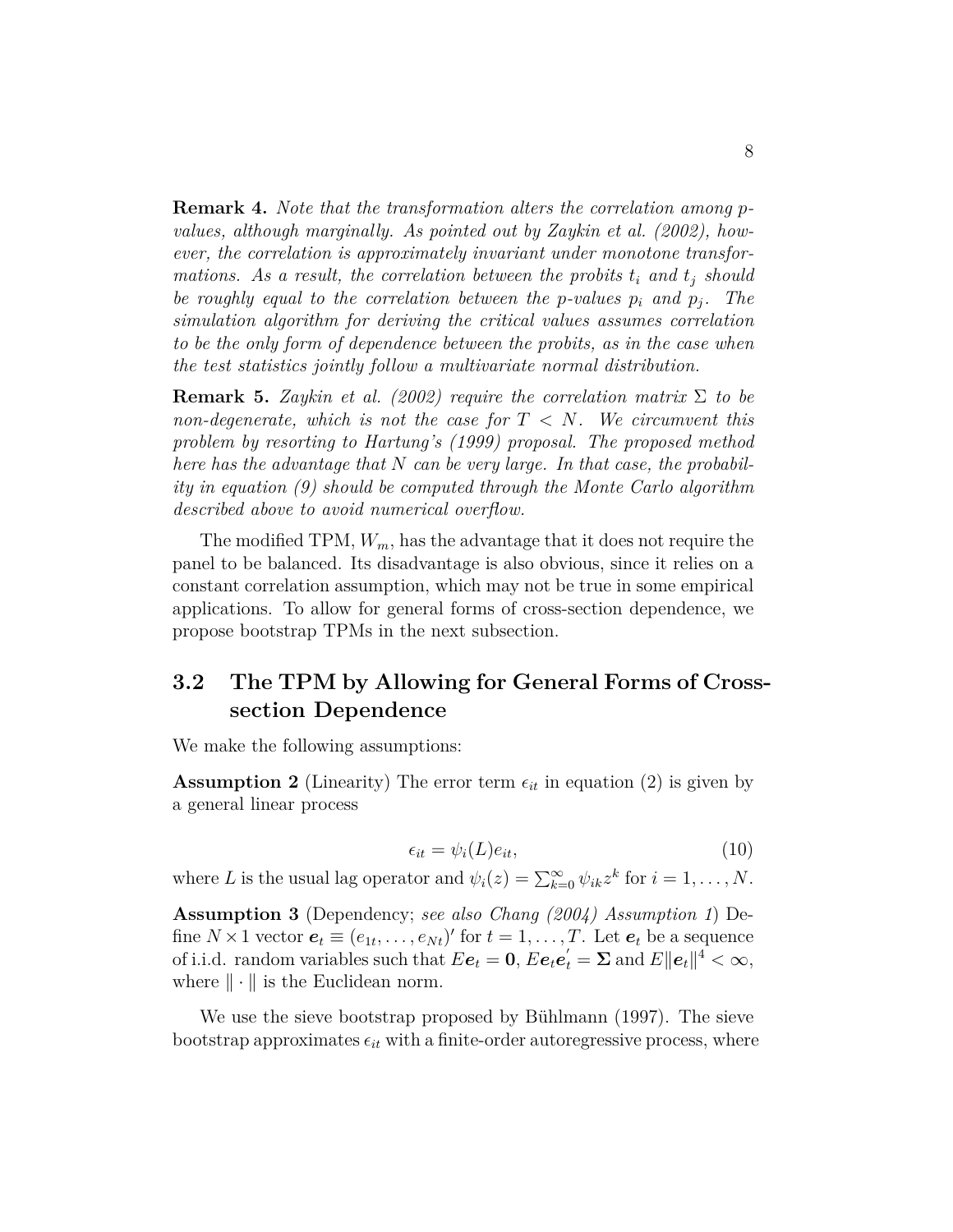**Remark 4.** *Note that the transformation alters the correlation among p-values, although marginally. As pointed out by Zaykin et al. (2002), however, the correlation is approximately invariant under monotone transformations. As a result, the correlation between the probits $t_i$ and $t_j$ should be roughly equal to the correlation between the p-values $p_i$ and $p_j$. The simulation algorithm for deriving the critical values assumes correlation to be the only form of dependence between the probits, as in the case when the test statistics jointly follow a multivariate normal distribution.*

**Remark 5.** *Zaykin et al. (2002) require the correlation matrix $\Sigma$ to be non-degenerate, which is not the case for $T < N$. We circumvent this problem by resorting to Hartung's (1999) proposal. The proposed method here has the advantage that $N$ can be very large. In that case, the probability in equation (9) should be computed through the Monte Carlo algorithm described above to avoid numerical overflow.*

The modified TPM, $W_m$, has the advantage that it does not require the panel to be balanced. Its disadvantage is also obvious, since it relies on a constant correlation assumption, which may not be true in some empirical applications. To allow for general forms of cross-section dependence, we propose bootstrap TPMs in the next subsection.

## 3.2 The TPM by Allowing for General Forms of Cross-section Dependence

We make the following assumptions:

**Assumption 2** (Linearity) The error term $\epsilon_{it}$ in equation (2) is given by a general linear process

$$\epsilon_{it} = \psi_i(L)e_{it}, \tag{10}$$

where $L$ is the usual lag operator and $\psi_i(z) = \sum_{k=0}^{\infty} \psi_{ik} z^k$ for $i = 1, \dots, N$.

**Assumption 3** (Dependency; *see also Chang (2004) Assumption 1*) Define $N \times 1$ vector $\boldsymbol{e}_t \equiv (e_{1t}, \dots, e_{Nt})'$ for $t = 1, \dots, T$. Let $\boldsymbol{e}_t$ be a sequence of i.i.d. random variables such that $E\boldsymbol{e}_t = \boldsymbol{0}$, $E\boldsymbol{e}_t\boldsymbol{e}_t^{'} = \boldsymbol{\Sigma}$ and $E\|\boldsymbol{e}_t\|^4 < \infty$, where $\|\cdot\|$ is the Euclidean norm.

We use the sieve bootstrap proposed by Bühlmann (1997). The sieve bootstrap approximates $\epsilon_{it}$ with a finite-order autoregressive process, where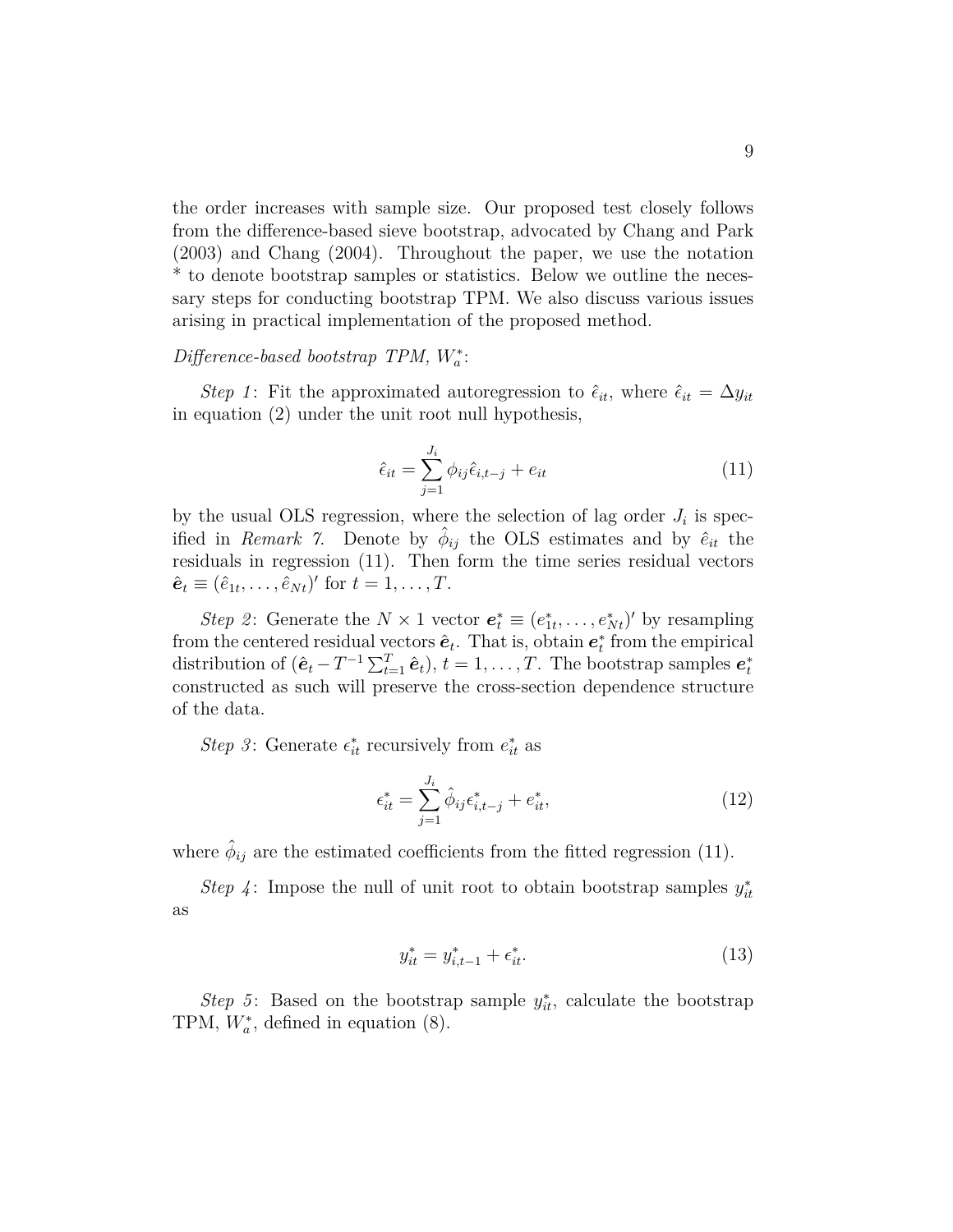the order increases with sample size. Our proposed test closely follows from the difference-based sieve bootstrap, advocated by Chang and Park (2003) and Chang (2004). Throughout the paper, we use the notation * to denote bootstrap samples or statistics. Below we outline the necessary steps for conducting bootstrap TPM. We also discuss various issues arising in practical implementation of the proposed method.

*Difference-based bootstrap TPM,* $W_a^*$:

*Step 1*: Fit the approximated autoregression to $\hat{\epsilon}_{it}$, where $\hat{\epsilon}_{it} = \Delta y_{it}$ in equation (2) under the unit root null hypothesis,

$$\hat{\epsilon}_{it} = \sum_{j=1}^{J_i} \phi_{ij} \hat{\epsilon}_{i,t-j} + e_{it} \tag{11}$$

by the usual OLS regression, where the selection of lag order $J_i$ is specified in *Remark 7*. Denote by $\hat{\phi}_{ij}$ the OLS estimates and by $\hat{e}_{it}$ the residuals in regression (11). Then form the time series residual vectors $\hat{\boldsymbol{e}}_t \equiv (\hat{e}_{1t}, \ldots, \hat{e}_{Nt})'$ for $t = 1, \ldots, T$.

*Step 2*: Generate the $N \times 1$ vector $\boldsymbol{e}_t^* \equiv (e_{1t}^*, \ldots, e_{Nt}^*)'$ by resampling from the centered residual vectors $\hat{\boldsymbol{e}}_t$. That is, obtain $\boldsymbol{e}_t^*$ from the empirical distribution of $(\hat{\boldsymbol{e}}_t - T^{-1} \sum_{t=1}^{T} \hat{\boldsymbol{e}}_t)$, $t = 1, \ldots, T$. The bootstrap samples $\boldsymbol{e}_t^*$ constructed as such will preserve the cross-section dependence structure of the data.

*Step 3*: Generate $\epsilon_{it}^*$ recursively from $e_{it}^*$ as

$$\epsilon_{it}^* = \sum_{j=1}^{J_i} \hat{\phi}_{ij} \epsilon_{i,t-j}^* + e_{it}^*, \tag{12}$$

where $\hat{\phi}_{ij}$ are the estimated coefficients from the fitted regression (11).

*Step 4*: Impose the null of unit root to obtain bootstrap samples $y_{it}^*$ as

$$y_{it}^* = y_{i,t-1}^* + \epsilon_{it}^*. \tag{13}$$

*Step 5*: Based on the bootstrap sample $y_{it}^*$, calculate the bootstrap TPM, $W_a^*$, defined in equation (8).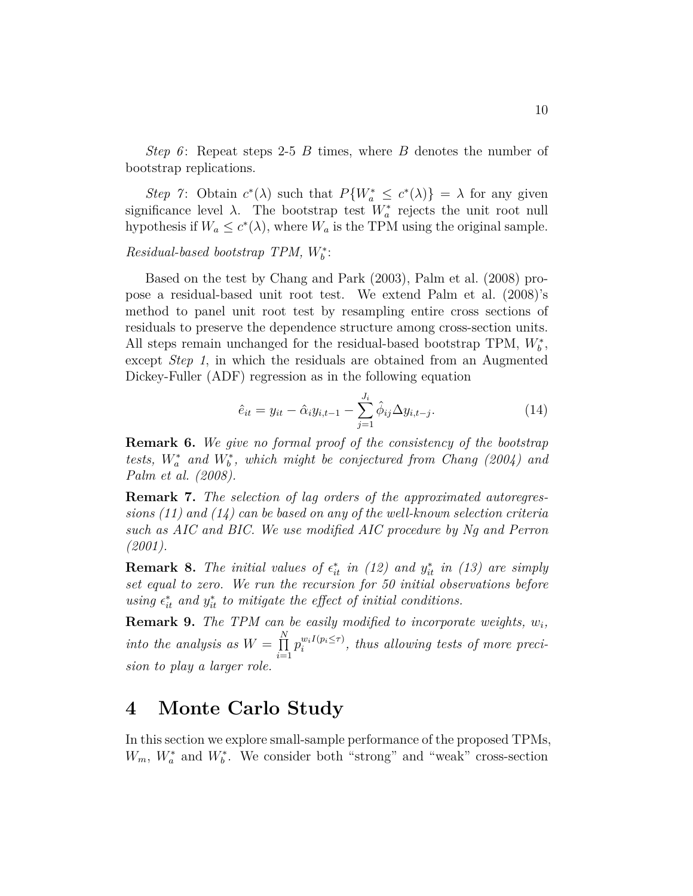*Step 6*: Repeat steps 2-5 $B$ times, where $B$ denotes the number of bootstrap replications.

*Step 7*: Obtain $c^*(\lambda)$ such that $P\{W_a^* \leq c^*(\lambda)\} = \lambda$ for any given significance level $\lambda$. The bootstrap test $W_a^*$ rejects the unit root null hypothesis if $W_a \leq c^*(\lambda)$, where $W_a$ is the TPM using the original sample.

*Residual-based bootstrap TPM, $W_b^*$:*

Based on the test by Chang and Park (2003), Palm et al. (2008) propose a residual-based unit root test. We extend Palm et al. (2008)'s method to panel unit root test by resampling entire cross sections of residuals to preserve the dependence structure among cross-section units. All steps remain unchanged for the residual-based bootstrap TPM, $W_b^*$, except *Step 1*, in which the residuals are obtained from an Augmented Dickey-Fuller (ADF) regression as in the following equation

$$\hat{e}_{it} = y_{it} - \hat{\alpha}_i y_{i,t-1} - \sum_{j=1}^{J_i} \hat{\phi}_{ij} \Delta y_{i,t-j}. \tag{14}$$

**Remark 6.** *We give no formal proof of the consistency of the bootstrap tests, $W_a^*$ and $W_b^*$, which might be conjectured from Chang (2004) and Palm et al. (2008).*

**Remark 7.** *The selection of lag orders of the approximated autoregressions (11) and (14) can be based on any of the well-known selection criteria such as AIC and BIC. We use modified AIC procedure by Ng and Perron (2001).*

**Remark 8.** *The initial values of $\epsilon_{it}^*$ in (12) and $y_{it}^*$ in (13) are simply set equal to zero. We run the recursion for 50 initial observations before using $\epsilon_{it}^*$ and $y_{it}^*$ to mitigate the effect of initial conditions.*

**Remark 9.** *The TPM can be easily modified to incorporate weights, $w_i$, into the analysis as $W = \prod_{i=1}^{N} p_i^{w_i I(p_i \leq \tau)}$, thus allowing tests of more precision to play a larger role.*

# 4 Monte Carlo Study

In this section we explore small-sample performance of the proposed TPMs, $W_m$, $W_a^*$ and $W_b^*$. We consider both "strong" and "weak" cross-section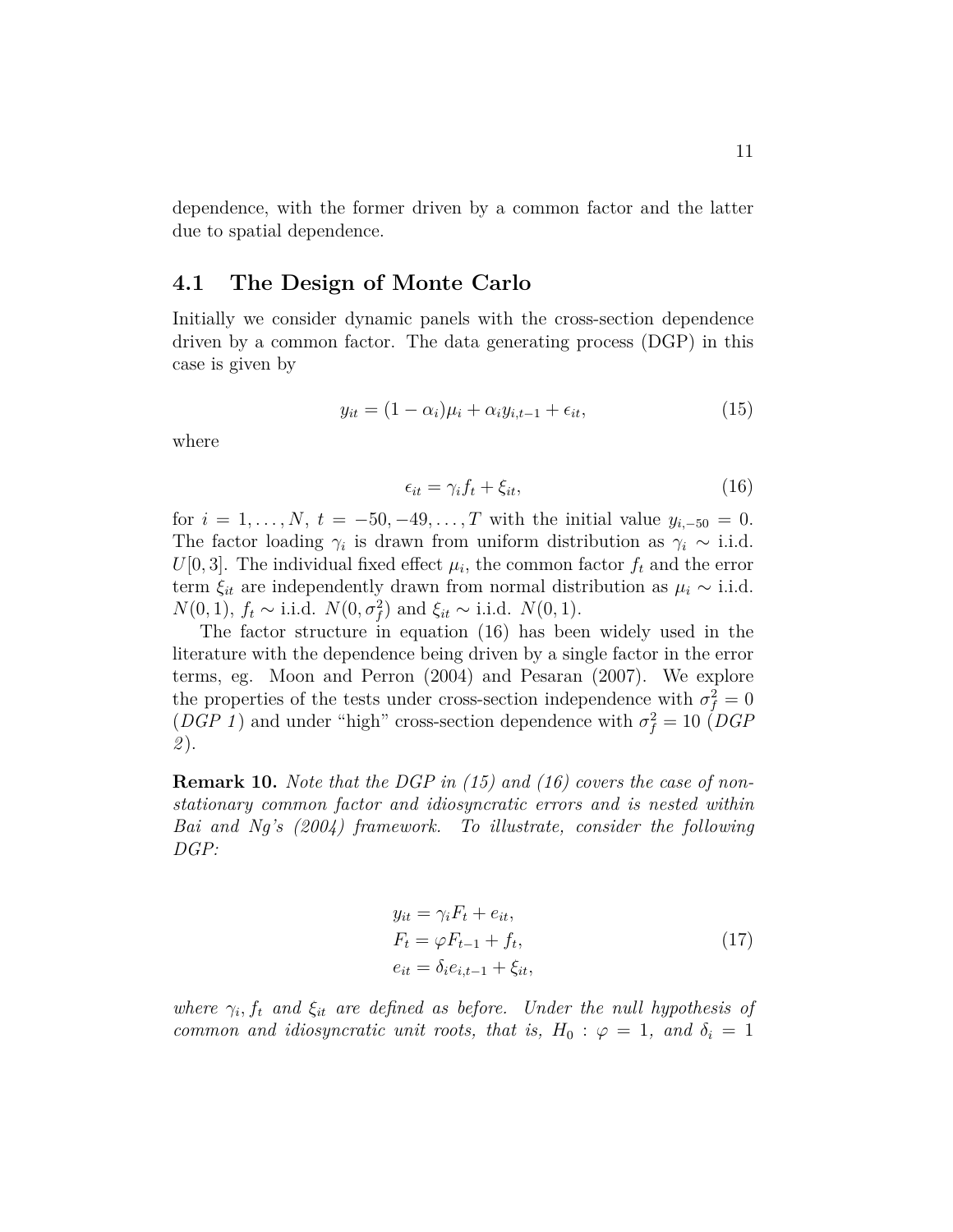dependence, with the former driven by a common factor and the latter due to spatial dependence.

## 4.1 The Design of Monte Carlo

Initially we consider dynamic panels with the cross-section dependence driven by a common factor. The data generating process (DGP) in this case is given by

$$y_{it} = (1 - \alpha_i)\mu_i + \alpha_i y_{i,t-1} + \epsilon_{it}, \tag{15}$$

where

$$\epsilon_{it} = \gamma_i f_t + \xi_{it}, \tag{16}$$

for $i = 1, \ldots, N$, $t = -50, -49, \ldots, T$ with the initial value $y_{i,-50} = 0$. The factor loading $\gamma_i$ is drawn from uniform distribution as $\gamma_i \sim$ i.i.d. $U[0, 3]$. The individual fixed effect $\mu_i$, the common factor $f_t$ and the error term $\xi_{it}$ are independently drawn from normal distribution as $\mu_i \sim$ i.i.d. $N(0, 1)$, $f_t \sim$ i.i.d. $N(0, \sigma_f^2)$ and $\xi_{it} \sim$ i.i.d. $N(0, 1)$.

The factor structure in equation (16) has been widely used in the literature with the dependence being driven by a single factor in the error terms, eg. Moon and Perron (2004) and Pesaran (2007). We explore the properties of the tests under cross-section independence with $\sigma_f^2 = 0$ (*DGP 1*) and under "high" cross-section dependence with $\sigma_f^2 = 10$ (*DGP 2*).

**Remark 10.** *Note that the DGP in (15) and (16) covers the case of non-stationary common factor and idiosyncratic errors and is nested within Bai and Ng's (2004) framework. To illustrate, consider the following DGP:*

$$\begin{aligned}
y_{it} &= \gamma_i F_t + e_{it}, \\
F_t &= \varphi F_{t-1} + f_t, \\
e_{it} &= \delta_i e_{i,t-1} + \xi_{it},
\end{aligned} \tag{17}$$

*where $\gamma_i, f_t$ and $\xi_{it}$ are defined as before. Under the null hypothesis of common and idiosyncratic unit roots, that is, $H_0 : \varphi = 1$, and $\delta_i = 1$*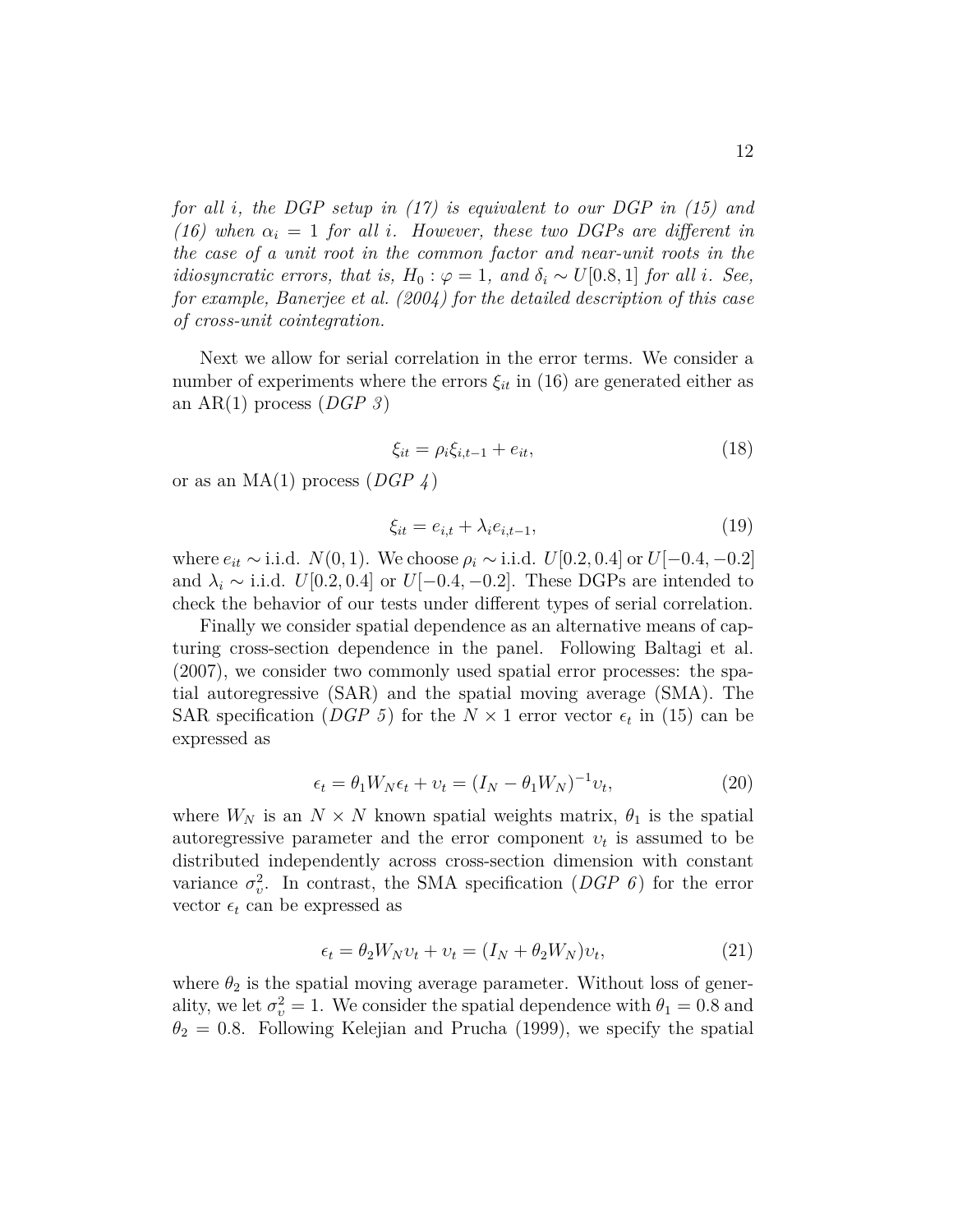*for all $i$, the DGP setup in (17) is equivalent to our DGP in (15) and (16) when $\alpha_i = 1$ for all $i$. However, these two DGPs are different in the case of a unit root in the common factor and near-unit roots in the idiosyncratic errors, that is, $H_0 : \varphi = 1$, and $\delta_i \sim U[0.8, 1]$ for all $i$. See, for example, Banerjee et al. (2004) for the detailed description of this case of cross-unit cointegration.*

Next we allow for serial correlation in the error terms. We consider a number of experiments where the errors $\xi_{it}$ in (16) are generated either as an AR(1) process (*DGP 3*)

$$\xi_{it} = \rho_i \xi_{i,t-1} + e_{it}, \tag{18}$$

or as an MA(1) process (*DGP 4*)

$$\xi_{it} = e_{i,t} + \lambda_i e_{i,t-1}, \tag{19}$$

where $e_{it} \sim$ i.i.d. $N(0, 1)$. We choose $\rho_i \sim$ i.i.d. $U[0.2, 0.4]$ or $U[-0.4, -0.2]$ and $\lambda_i \sim$ i.i.d. $U[0.2, 0.4]$ or $U[-0.4, -0.2]$. These DGPs are intended to check the behavior of our tests under different types of serial correlation.

Finally we consider spatial dependence as an alternative means of capturing cross-section dependence in the panel. Following Baltagi et al. (2007), we consider two commonly used spatial error processes: the spatial autoregressive (SAR) and the spatial moving average (SMA). The SAR specification (*DGP 5*) for the $N \times 1$ error vector $\epsilon_t$ in (15) can be expressed as

$$\epsilon_t = \theta_1 W_N \epsilon_t + \upsilon_t = (I_N - \theta_1 W_N)^{-1} \upsilon_t, \tag{20}$$

where $W_N$ is an $N \times N$ known spatial weights matrix, $\theta_1$ is the spatial autoregressive parameter and the error component $\upsilon_t$ is assumed to be distributed independently across cross-section dimension with constant variance $\sigma_\upsilon^2$. In contrast, the SMA specification (*DGP 6*) for the error vector $\epsilon_t$ can be expressed as

$$\epsilon_t = \theta_2 W_N \upsilon_t + \upsilon_t = (I_N + \theta_2 W_N) \upsilon_t, \tag{21}$$

where $\theta_2$ is the spatial moving average parameter. Without loss of generality, we let $\sigma_\upsilon^2 = 1$. We consider the spatial dependence with $\theta_1 = 0.8$ and $\theta_2 = 0.8$. Following Kelejian and Prucha (1999), we specify the spatial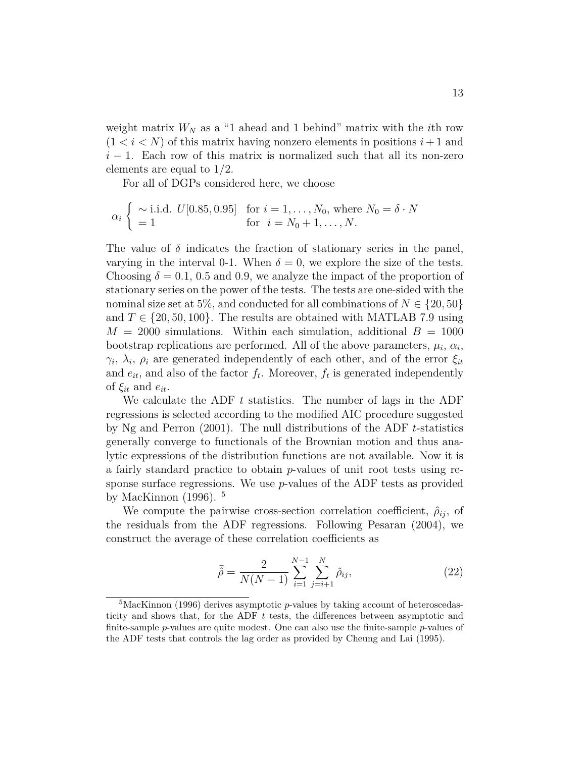weight matrix $W_N$ as a "1 ahead and 1 behind" matrix with the $i$th row $(1 < i < N)$ of this matrix having nonzero elements in positions $i+1$ and $i-1$. Each row of this matrix is normalized such that all its non-zero elements are equal to $1/2$.

For all of DGPs considered here, we choose

$$\alpha_i \begin{cases} \sim \text{i.i.d. } U[0.85, 0.95] & \text{for } i = 1, \ldots, N_0, \text{ where } N_0 = \delta \cdot N \\ = 1 & \text{for } \ i = N_0 + 1, \ldots, N. \end{cases}$$

The value of $\delta$ indicates the fraction of stationary series in the panel, varying in the interval 0-1. When $\delta = 0$, we explore the size of the tests. Choosing $\delta = 0.1$, 0.5 and 0.9, we analyze the impact of the proportion of stationary series on the power of the tests. The tests are one-sided with the nominal size set at 5%, and conducted for all combinations of $N \in \{20, 50\}$ and $T \in \{20, 50, 100\}$. The results are obtained with MATLAB 7.9 using $M = 2000$ simulations. Within each simulation, additional $B = 1000$ bootstrap replications are performed. All of the above parameters, $\mu_i$, $\alpha_i$, $\gamma_i$, $\lambda_i$, $\rho_i$ are generated independently of each other, and of the error $\xi_{it}$ and $e_{it}$, and also of the factor $f_t$. Moreover, $f_t$ is generated independently of $\xi_{it}$ and $e_{it}$.

We calculate the ADF $t$ statistics. The number of lags in the ADF regressions is selected according to the modified AIC procedure suggested by Ng and Perron (2001). The null distributions of the ADF $t$-statistics generally converge to functionals of the Brownian motion and thus analytic expressions of the distribution functions are not available. Now it is a fairly standard practice to obtain $p$-values of unit root tests using response surface regressions. We use $p$-values of the ADF tests as provided by MacKinnon (1996). [5]

We compute the pairwise cross-section correlation coefficient, $\hat{\rho}_{ij}$, of the residuals from the ADF regressions. Following Pesaran (2004), we construct the average of these correlation coefficients as

$$\bar{\hat{\rho}} = \frac{2}{N(N-1)} \sum_{i=1}^{N-1} \sum_{j=i+1}^{N} \hat{\rho}_{ij}, \tag{22}$$

[5] MacKinnon (1996) derives asymptotic $p$-values by taking account of heteroscedasticity and shows that, for the ADF $t$ tests, the differences between asymptotic and finite-sample $p$-values are quite modest. One can also use the finite-sample $p$-values of the ADF tests that controls the lag order as provided by Cheung and Lai (1995).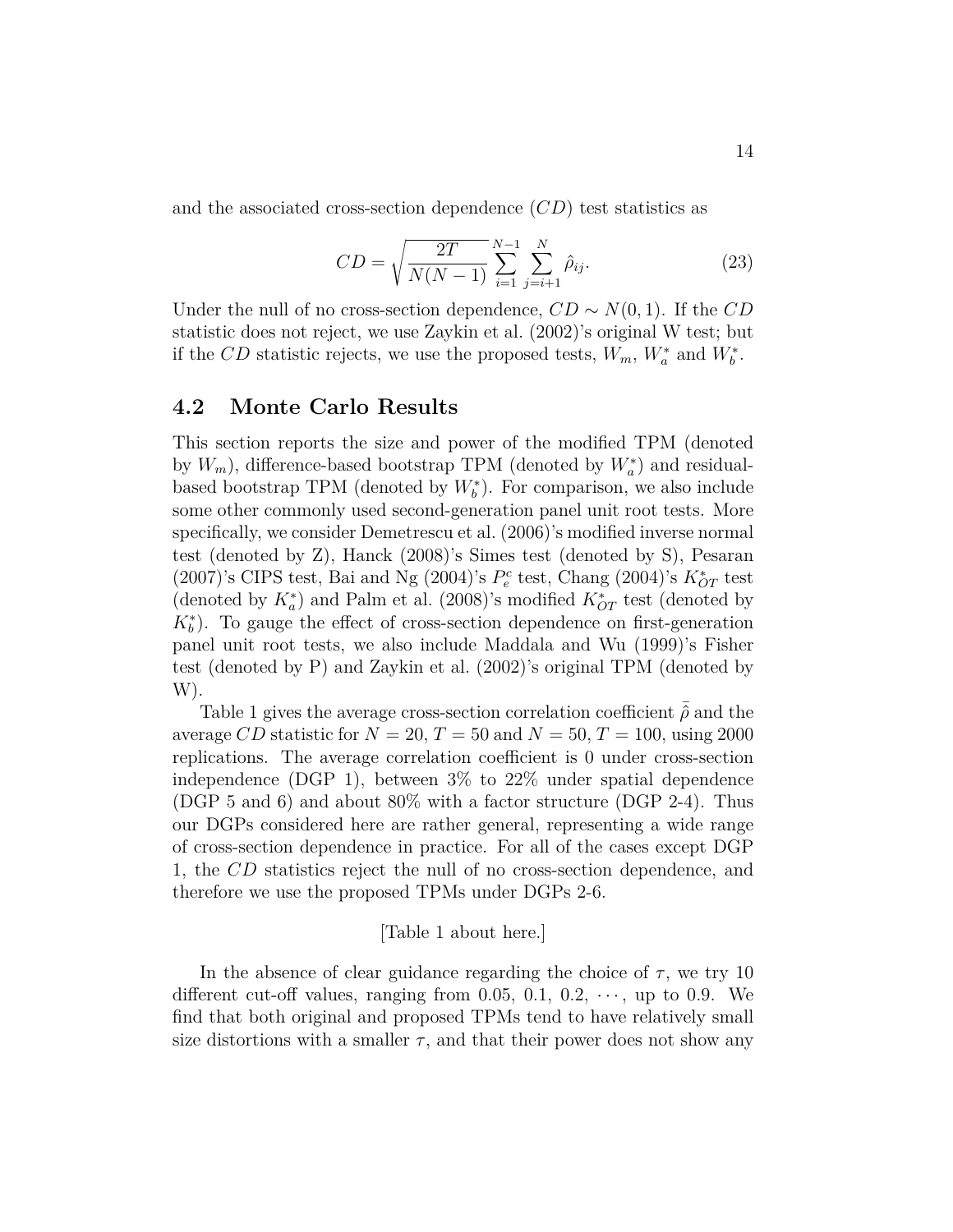and the associated cross-section dependence ($CD$) test statistics as

$$CD = \sqrt{\frac{2T}{N(N-1)}} \sum_{i=1}^{N-1} \sum_{j=i+1}^{N} \hat{\rho}_{ij}. \tag{23}$$

Under the null of no cross-section dependence, $CD \sim N(0,1)$. If the $CD$ statistic does not reject, we use Zaykin et al. (2002)'s original W test; but if the $CD$ statistic rejects, we use the proposed tests, $W_m$, $W_a^*$ and $W_b^*$.

## 4.2 Monte Carlo Results

This section reports the size and power of the modified TPM (denoted by $W_m$), difference-based bootstrap TPM (denoted by $W_a^*$) and residual-based bootstrap TPM (denoted by $W_b^*$). For comparison, we also include some other commonly used second-generation panel unit root tests. More specifically, we consider Demetrescu et al. (2006)'s modified inverse normal test (denoted by Z), Hanck (2008)'s Simes test (denoted by S), Pesaran (2007)'s CIPS test, Bai and Ng (2004)'s $P_e^c$ test, Chang (2004)'s $K_{OT}^*$ test (denoted by $K_a^*$) and Palm et al. (2008)'s modified $K_{OT}^*$ test (denoted by $K_b^*$). To gauge the effect of cross-section dependence on first-generation panel unit root tests, we also include Maddala and Wu (1999)'s Fisher test (denoted by P) and Zaykin et al. (2002)'s original TPM (denoted by W).

Table 1 gives the average cross-section correlation coefficient $\bar{\hat{\rho}}$ and the average $CD$ statistic for $N = 20$, $T = 50$ and $N = 50$, $T = 100$, using 2000 replications. The average correlation coefficient is 0 under cross-section independence (DGP 1), between 3% to 22% under spatial dependence (DGP 5 and 6) and about 80% with a factor structure (DGP 2-4). Thus our DGPs considered here are rather general, representing a wide range of cross-section dependence in practice. For all of the cases except DGP 1, the $CD$ statistics reject the null of no cross-section dependence, and therefore we use the proposed TPMs under DGPs 2-6.

[Table 1 about here.]

In the absence of clear guidance regarding the choice of $\tau$, we try 10 different cut-off values, ranging from 0.05, 0.1, 0.2, $\cdots$, up to 0.9. We find that both original and proposed TPMs tend to have relatively small size distortions with a smaller $\tau$, and that their power does not show any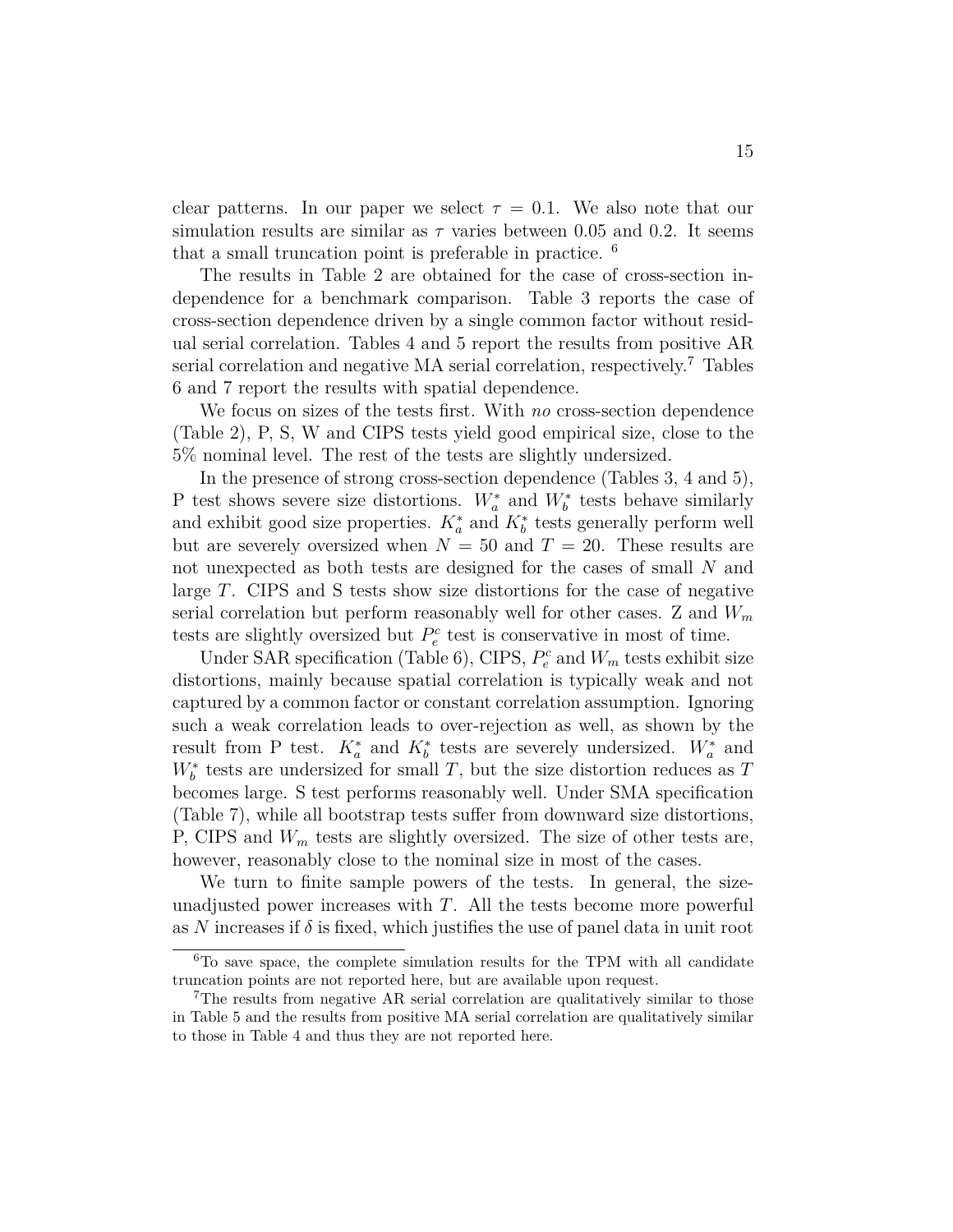clear patterns. In our paper we select $\tau = 0.1$. We also note that our simulation results are similar as $\tau$ varies between 0.05 and 0.2. It seems that a small truncation point is preferable in practice. [6]

The results in Table 2 are obtained for the case of cross-section independence for a benchmark comparison. Table 3 reports the case of cross-section dependence driven by a single common factor without residual serial correlation. Tables 4 and 5 report the results from positive AR serial correlation and negative MA serial correlation, respectively.[7] Tables 6 and 7 report the results with spatial dependence.

We focus on sizes of the tests first. With *no* cross-section dependence (Table 2), P, S, W and CIPS tests yield good empirical size, close to the 5% nominal level. The rest of the tests are slightly undersized.

In the presence of strong cross-section dependence (Tables 3, 4 and 5), P test shows severe size distortions. $W_a^*$ and $W_b^*$ tests behave similarly and exhibit good size properties. $K_a^*$ and $K_b^*$ tests generally perform well but are severely oversized when $N = 50$ and $T = 20$. These results are not unexpected as both tests are designed for the cases of small $N$ and large $T$. CIPS and S tests show size distortions for the case of negative serial correlation but perform reasonably well for other cases. Z and $W_m$ tests are slightly oversized but $P_e^c$ test is conservative in most of time.

Under SAR specification (Table 6), CIPS, $P_e^c$ and $W_m$ tests exhibit size distortions, mainly because spatial correlation is typically weak and not captured by a common factor or constant correlation assumption. Ignoring such a weak correlation leads to over-rejection as well, as shown by the result from P test. $K_a^*$ and $K_b^*$ tests are severely undersized. $W_a^*$ and $W_b^*$ tests are undersized for small $T$, but the size distortion reduces as $T$ becomes large. S test performs reasonably well. Under SMA specification (Table 7), while all bootstrap tests suffer from downward size distortions, P, CIPS and $W_m$ tests are slightly oversized. The size of other tests are, however, reasonably close to the nominal size in most of the cases.

We turn to finite sample powers of the tests. In general, the size-unadjusted power increases with $T$. All the tests become more powerful as $N$ increases if $\delta$ is fixed, which justifies the use of panel data in unit root

[6] To save space, the complete simulation results for the TPM with all candidate truncation points are not reported here, but are available upon request.

[7] The results from negative AR serial correlation are qualitatively similar to those in Table 5 and the results from positive MA serial correlation are qualitatively similar to those in Table 4 and thus they are not reported here.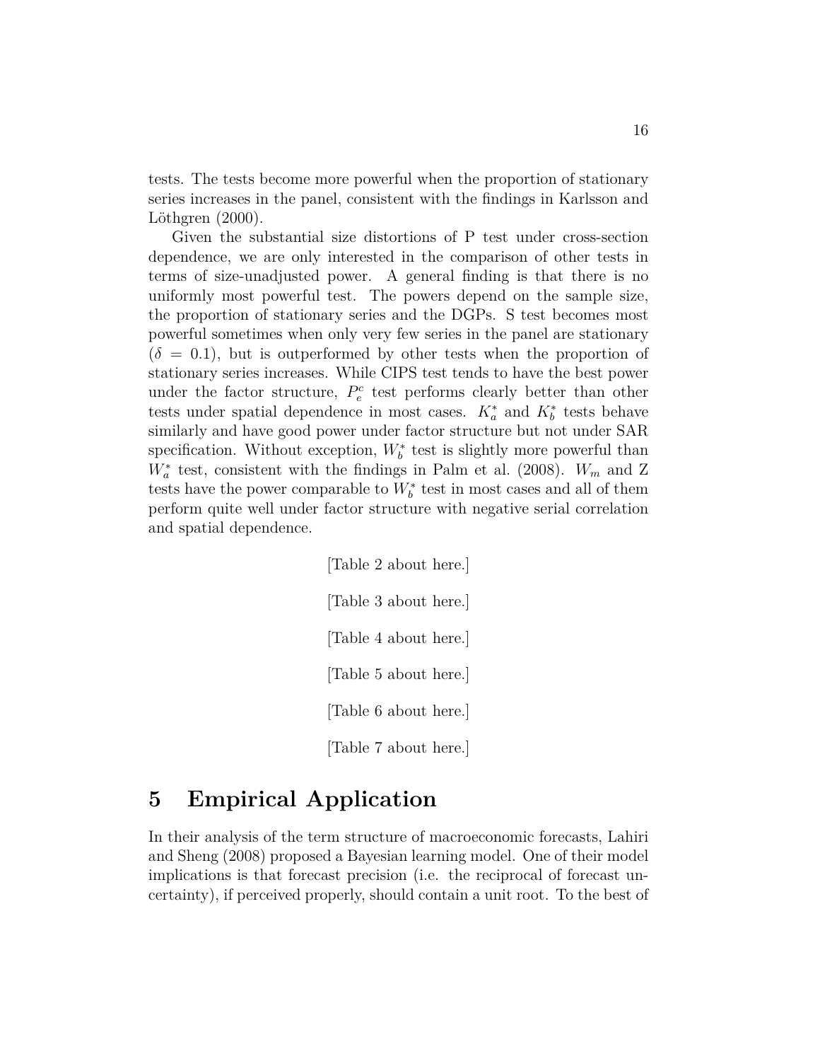tests. The tests become more powerful when the proportion of stationary series increases in the panel, consistent with the findings in Karlsson and Löthgren (2000).

Given the substantial size distortions of P test under cross-section dependence, we are only interested in the comparison of other tests in terms of size-unadjusted power. A general finding is that there is no uniformly most powerful test. The powers depend on the sample size, the proportion of stationary series and the DGPs. S test becomes most powerful sometimes when only very few series in the panel are stationary ($\delta = 0.1$), but is outperformed by other tests when the proportion of stationary series increases. While CIPS test tends to have the best power under the factor structure, $P_e^c$ test performs clearly better than other tests under spatial dependence in most cases. $K_a^*$ and $K_b^*$ tests behave similarly and have good power under factor structure but not under SAR specification. Without exception, $W_b^*$ test is slightly more powerful than $W_a^*$ test, consistent with the findings in Palm et al. (2008). $W_m$ and Z tests have the power comparable to $W_b^*$ test in most cases and all of them perform quite well under factor structure with negative serial correlation and spatial dependence.

[Table 2 about here.]

[Table 3 about here.]

[Table 4 about here.]

[Table 5 about here.]

[Table 6 about here.]

[Table 7 about here.]

# 5 Empirical Application

In their analysis of the term structure of macroeconomic forecasts, Lahiri and Sheng (2008) proposed a Bayesian learning model. One of their model implications is that forecast precision (i.e. the reciprocal of forecast uncertainty), if perceived properly, should contain a unit root. To the best of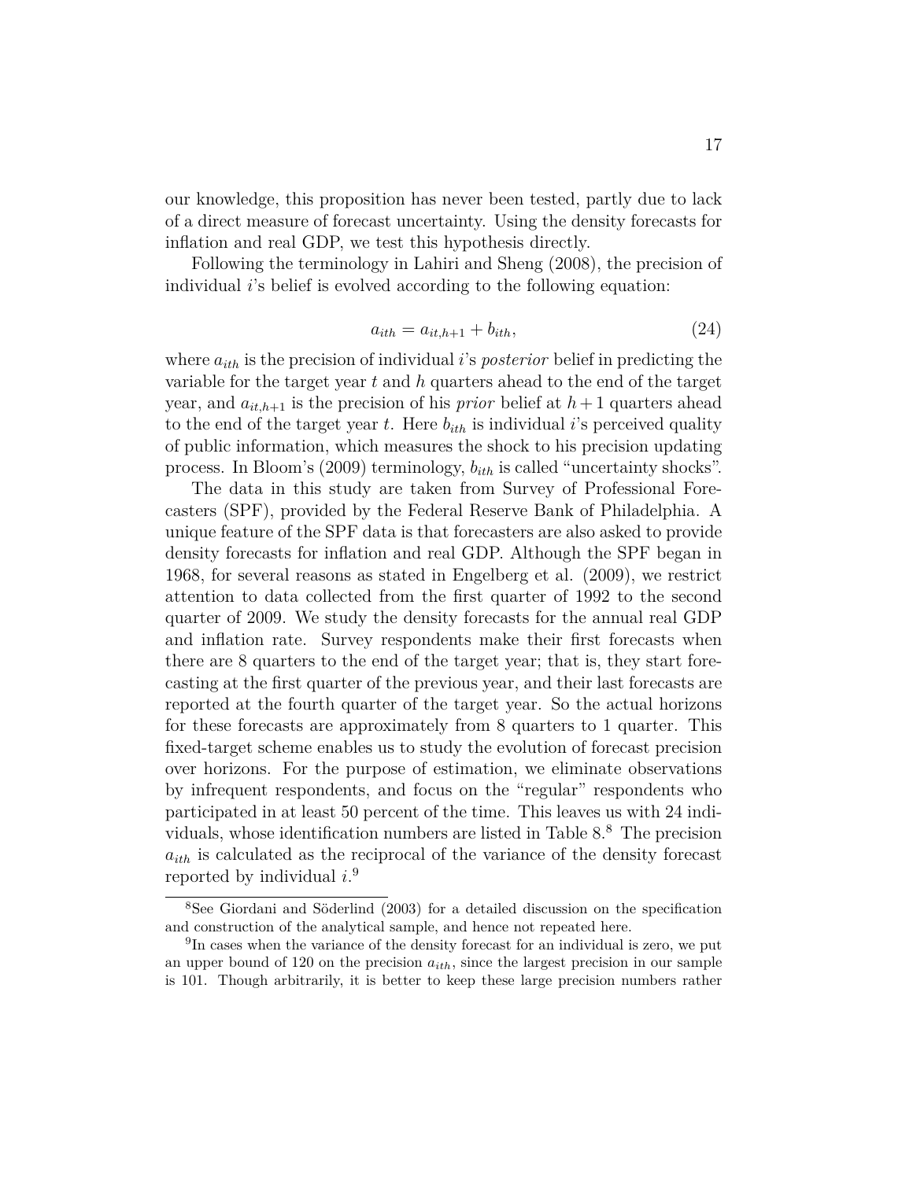our knowledge, this proposition has never been tested, partly due to lack of a direct measure of forecast uncertainty. Using the density forecasts for inflation and real GDP, we test this hypothesis directly.

Following the terminology in Lahiri and Sheng (2008), the precision of individual $i$'s belief is evolved according to the following equation:

$$a_{ith} = a_{it,h+1} + b_{ith}, \tag{24}$$

where $a_{ith}$ is the precision of individual $i$'s *posterior* belief in predicting the variable for the target year $t$ and $h$ quarters ahead to the end of the target year, and $a_{it,h+1}$ is the precision of his *prior* belief at $h+1$ quarters ahead to the end of the target year $t$. Here $b_{ith}$ is individual $i$'s perceived quality of public information, which measures the shock to his precision updating process. In Bloom's (2009) terminology, $b_{ith}$ is called "uncertainty shocks".

The data in this study are taken from Survey of Professional Forecasters (SPF), provided by the Federal Reserve Bank of Philadelphia. A unique feature of the SPF data is that forecasters are also asked to provide density forecasts for inflation and real GDP. Although the SPF began in 1968, for several reasons as stated in Engelberg et al. (2009), we restrict attention to data collected from the first quarter of 1992 to the second quarter of 2009. We study the density forecasts for the annual real GDP and inflation rate. Survey respondents make their first forecasts when there are 8 quarters to the end of the target year; that is, they start forecasting at the first quarter of the previous year, and their last forecasts are reported at the fourth quarter of the target year. So the actual horizons for these forecasts are approximately from 8 quarters to 1 quarter. This fixed-target scheme enables us to study the evolution of forecast precision over horizons. For the purpose of estimation, we eliminate observations by infrequent respondents, and focus on the "regular" respondents who participated in at least 50 percent of the time. This leaves us with 24 individuals, whose identification numbers are listed in Table 8.[8] The precision $a_{ith}$ is calculated as the reciprocal of the variance of the density forecast reported by individual $i$.[9]

[8]See Giordani and Söderlind (2003) for a detailed discussion on the specification and construction of the analytical sample, and hence not repeated here.

[9]In cases when the variance of the density forecast for an individual is zero, we put an upper bound of 120 on the precision $a_{ith}$, since the largest precision in our sample is 101. Though arbitrarily, it is better to keep these large precision numbers rather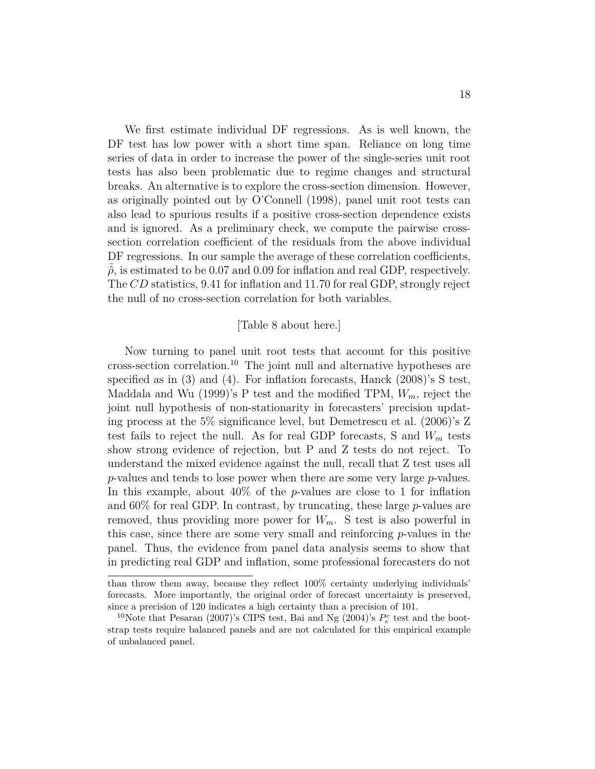We first estimate individual DF regressions. As is well known, the DF test has low power with a short time span. Reliance on long time series of data in order to increase the power of the single-series unit root tests has also been problematic due to regime changes and structural breaks. An alternative is to explore the cross-section dimension. However, as originally pointed out by O'Connell (1998), panel unit root tests can also lead to spurious results if a positive cross-section dependence exists and is ignored. As a preliminary check, we compute the pairwise cross-section correlation coefficient of the residuals from the above individual DF regressions. In our sample the average of these correlation coefficients, $\bar{\hat{\rho}}$, is estimated to be 0.07 and 0.09 for inflation and real GDP, respectively. The $CD$ statistics, 9.41 for inflation and 11.70 for real GDP, strongly reject the null of no cross-section correlation for both variables.

[Table 8 about here.]

Now turning to panel unit root tests that account for this positive cross-section correlation.[10] The joint null and alternative hypotheses are specified as in (3) and (4). For inflation forecasts, Hanck (2008)'s S test, Maddala and Wu (1999)'s P test and the modified TPM, $W_m$, reject the joint null hypothesis of non-stationarity in forecasters' precision updating process at the 5% significance level, but Demetrescu et al. (2006)'s Z test fails to reject the null. As for real GDP forecasts, S and $W_m$ tests show strong evidence of rejection, but P and Z tests do not reject. To understand the mixed evidence against the null, recall that Z test uses all $p$-values and tends to lose power when there are some very large $p$-values. In this example, about 40% of the $p$-values are close to 1 for inflation and 60% for real GDP. In contrast, by truncating, these large $p$-values are removed, thus providing more power for $W_m$. S test is also powerful in this case, since there are some very small and reinforcing $p$-values in the panel. Thus, the evidence from panel data analysis seems to show that in predicting real GDP and inflation, some professional forecasters do not

than throw them away, because they reflect 100% certainty underlying individuals' forecasts. More importantly, the original order of forecast uncertainty is preserved, since a precision of 120 indicates a high certainty than a precision of 101.

[10] Note that Pesaran (2007)'s CIPS test, Bai and Ng (2004)'s $P_e^c$ test and the bootstrap tests require balanced panels and are not calculated for this empirical example of unbalanced panel.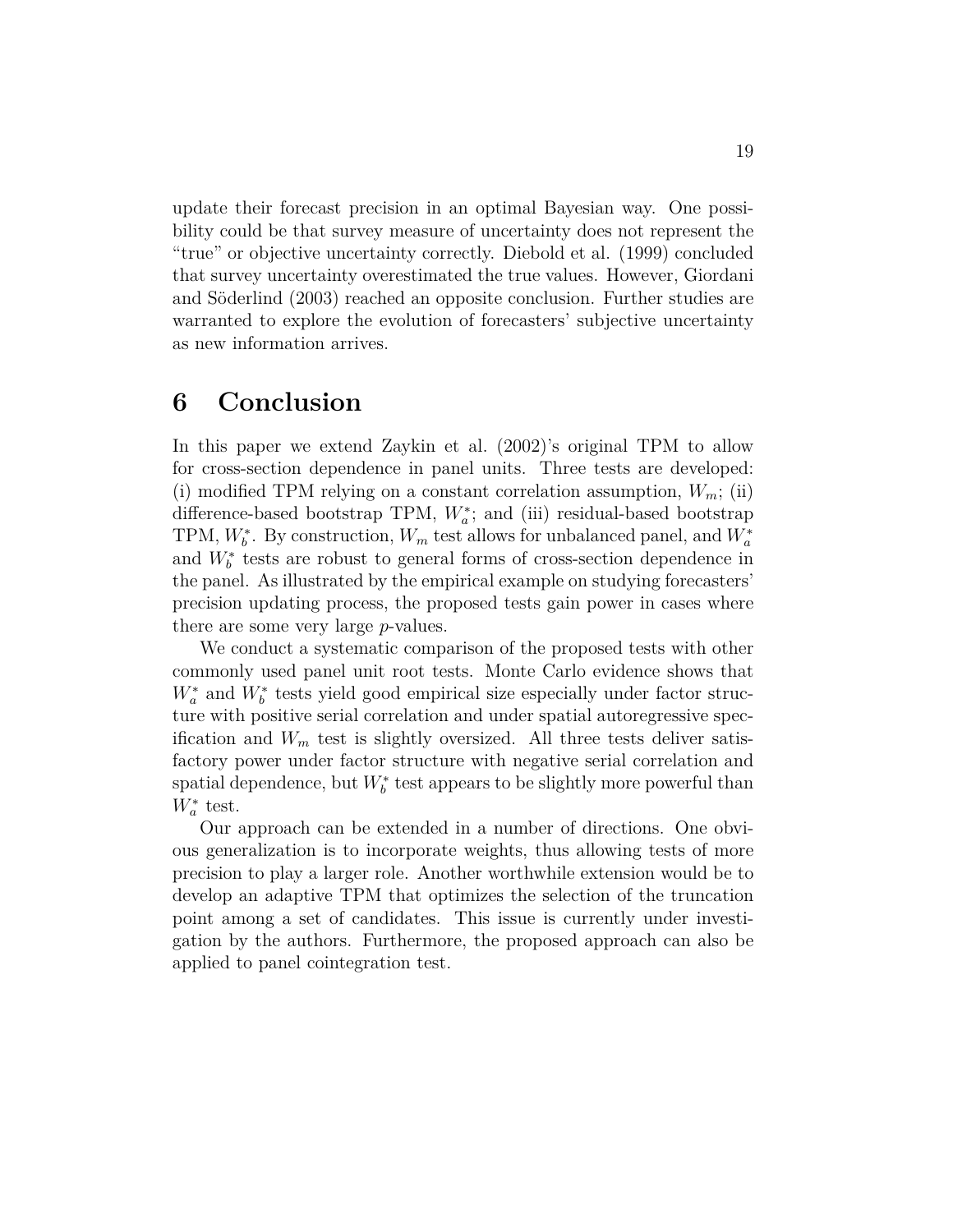update their forecast precision in an optimal Bayesian way. One possibility could be that survey measure of uncertainty does not represent the "true" or objective uncertainty correctly. Diebold et al. (1999) concluded that survey uncertainty overestimated the true values. However, Giordani and Söderlind (2003) reached an opposite conclusion. Further studies are warranted to explore the evolution of forecasters' subjective uncertainty as new information arrives.

# 6 Conclusion

In this paper we extend Zaykin et al. (2002)'s original TPM to allow for cross-section dependence in panel units. Three tests are developed: (i) modified TPM relying on a constant correlation assumption, $W_m$; (ii) difference-based bootstrap TPM, $W_a^*$; and (iii) residual-based bootstrap TPM, $W_b^*$. By construction, $W_m$ test allows for unbalanced panel, and $W_a^*$ and $W_b^*$ tests are robust to general forms of cross-section dependence in the panel. As illustrated by the empirical example on studying forecasters' precision updating process, the proposed tests gain power in cases where there are some very large *p*-values.

We conduct a systematic comparison of the proposed tests with other commonly used panel unit root tests. Monte Carlo evidence shows that $W_a^*$ and $W_b^*$ tests yield good empirical size especially under factor structure with positive serial correlation and under spatial autoregressive specification and $W_m$ test is slightly oversized. All three tests deliver satisfactory power under factor structure with negative serial correlation and spatial dependence, but $W_b^*$ test appears to be slightly more powerful than $W_a^*$ test.

Our approach can be extended in a number of directions. One obvious generalization is to incorporate weights, thus allowing tests of more precision to play a larger role. Another worthwhile extension would be to develop an adaptive TPM that optimizes the selection of the truncation point among a set of candidates. This issue is currently under investigation by the authors. Furthermore, the proposed approach can also be applied to panel cointegration test.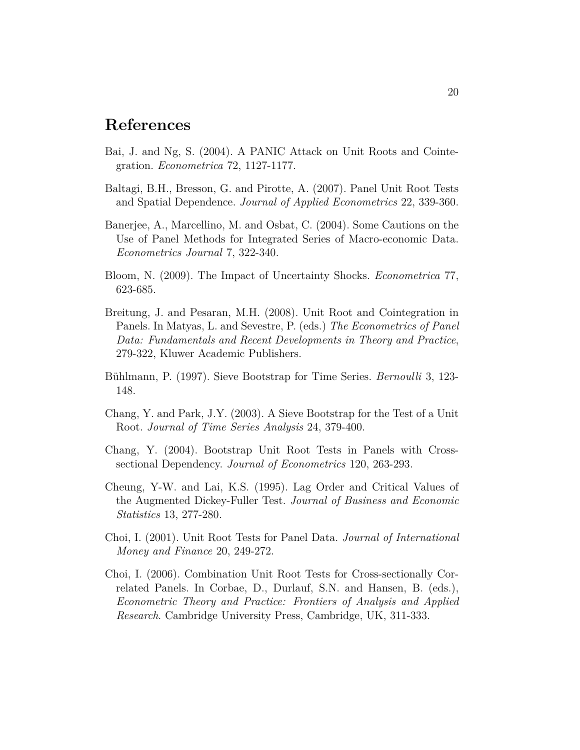# References

Bai, J. and Ng, S. (2004). A PANIC Attack on Unit Roots and Cointegration. *Econometrica* 72, 1127-1177.

Baltagi, B.H., Bresson, G. and Pirotte, A. (2007). Panel Unit Root Tests and Spatial Dependence. *Journal of Applied Econometrics* 22, 339-360.

Banerjee, A., Marcellino, M. and Osbat, C. (2004). Some Cautions on the Use of Panel Methods for Integrated Series of Macro-economic Data. *Econometrics Journal* 7, 322-340.

Bloom, N. (2009). The Impact of Uncertainty Shocks. *Econometrica* 77, 623-685.

Breitung, J. and Pesaran, M.H. (2008). Unit Root and Cointegration in Panels. In Matyas, L. and Sevestre, P. (eds.) *The Econometrics of Panel Data: Fundamentals and Recent Developments in Theory and Practice*, 279-322, Kluwer Academic Publishers.

Bühlmann, P. (1997). Sieve Bootstrap for Time Series. *Bernoulli* 3, 123-148.

Chang, Y. and Park, J.Y. (2003). A Sieve Bootstrap for the Test of a Unit Root. *Journal of Time Series Analysis* 24, 379-400.

Chang, Y. (2004). Bootstrap Unit Root Tests in Panels with Cross-sectional Dependency. *Journal of Econometrics* 120, 263-293.

Cheung, Y-W. and Lai, K.S. (1995). Lag Order and Critical Values of the Augmented Dickey-Fuller Test. *Journal of Business and Economic Statistics* 13, 277-280.

Choi, I. (2001). Unit Root Tests for Panel Data. *Journal of International Money and Finance* 20, 249-272.

Choi, I. (2006). Combination Unit Root Tests for Cross-sectionally Correlated Panels. In Corbae, D., Durlauf, S.N. and Hansen, B. (eds.), *Econometric Theory and Practice: Frontiers of Analysis and Applied Research*. Cambridge University Press, Cambridge, UK, 311-333.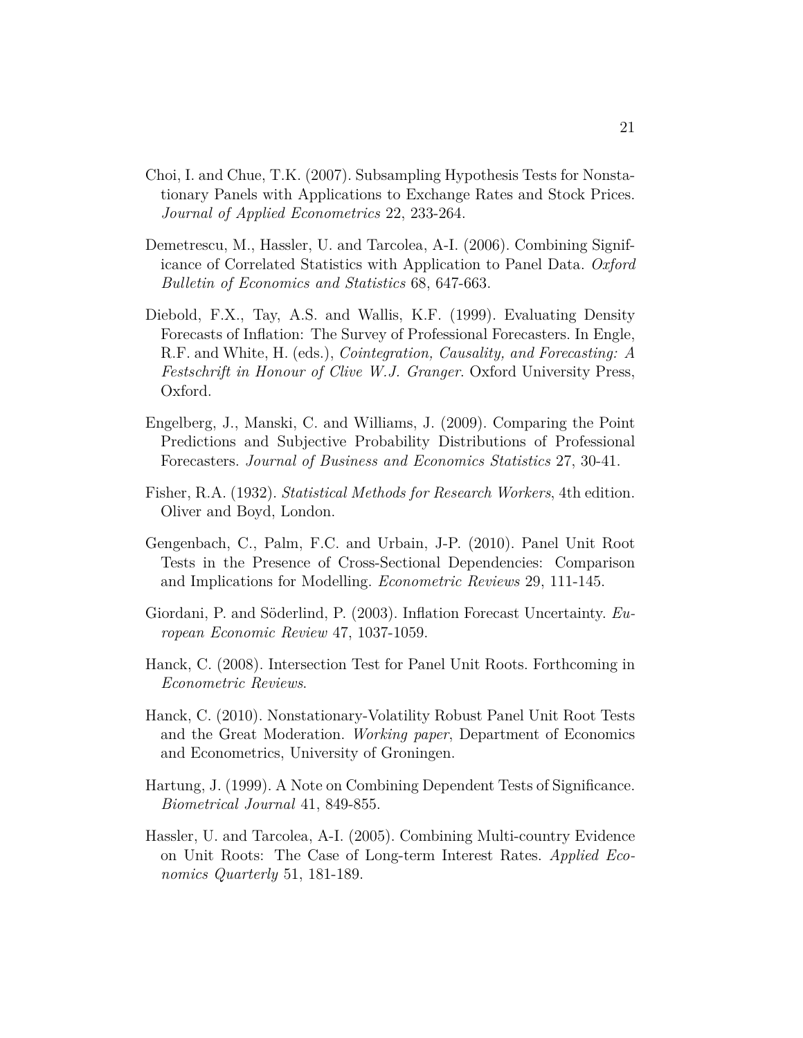Choi, I. and Chue, T.K. (2007). Subsampling Hypothesis Tests for Nonstationary Panels with Applications to Exchange Rates and Stock Prices. *Journal of Applied Econometrics* 22, 233-264.

Demetrescu, M., Hassler, U. and Tarcolea, A-I. (2006). Combining Significance of Correlated Statistics with Application to Panel Data. *Oxford Bulletin of Economics and Statistics* 68, 647-663.

Diebold, F.X., Tay, A.S. and Wallis, K.F. (1999). Evaluating Density Forecasts of Inflation: The Survey of Professional Forecasters. In Engle, R.F. and White, H. (eds.), *Cointegration, Causality, and Forecasting: A Festschrift in Honour of Clive W.J. Granger*. Oxford University Press, Oxford.

Engelberg, J., Manski, C. and Williams, J. (2009). Comparing the Point Predictions and Subjective Probability Distributions of Professional Forecasters. *Journal of Business and Economics Statistics* 27, 30-41.

Fisher, R.A. (1932). *Statistical Methods for Research Workers*, 4th edition. Oliver and Boyd, London.

Gengenbach, C., Palm, F.C. and Urbain, J-P. (2010). Panel Unit Root Tests in the Presence of Cross-Sectional Dependencies: Comparison and Implications for Modelling. *Econometric Reviews* 29, 111-145.

Giordani, P. and Söderlind, P. (2003). Inflation Forecast Uncertainty. *European Economic Review* 47, 1037-1059.

Hanck, C. (2008). Intersection Test for Panel Unit Roots. Forthcoming in *Econometric Reviews*.

Hanck, C. (2010). Nonstationary-Volatility Robust Panel Unit Root Tests and the Great Moderation. *Working paper*, Department of Economics and Econometrics, University of Groningen.

Hartung, J. (1999). A Note on Combining Dependent Tests of Significance. *Biometrical Journal* 41, 849-855.

Hassler, U. and Tarcolea, A-I. (2005). Combining Multi-country Evidence on Unit Roots: The Case of Long-term Interest Rates. *Applied Economics Quarterly* 51, 181-189.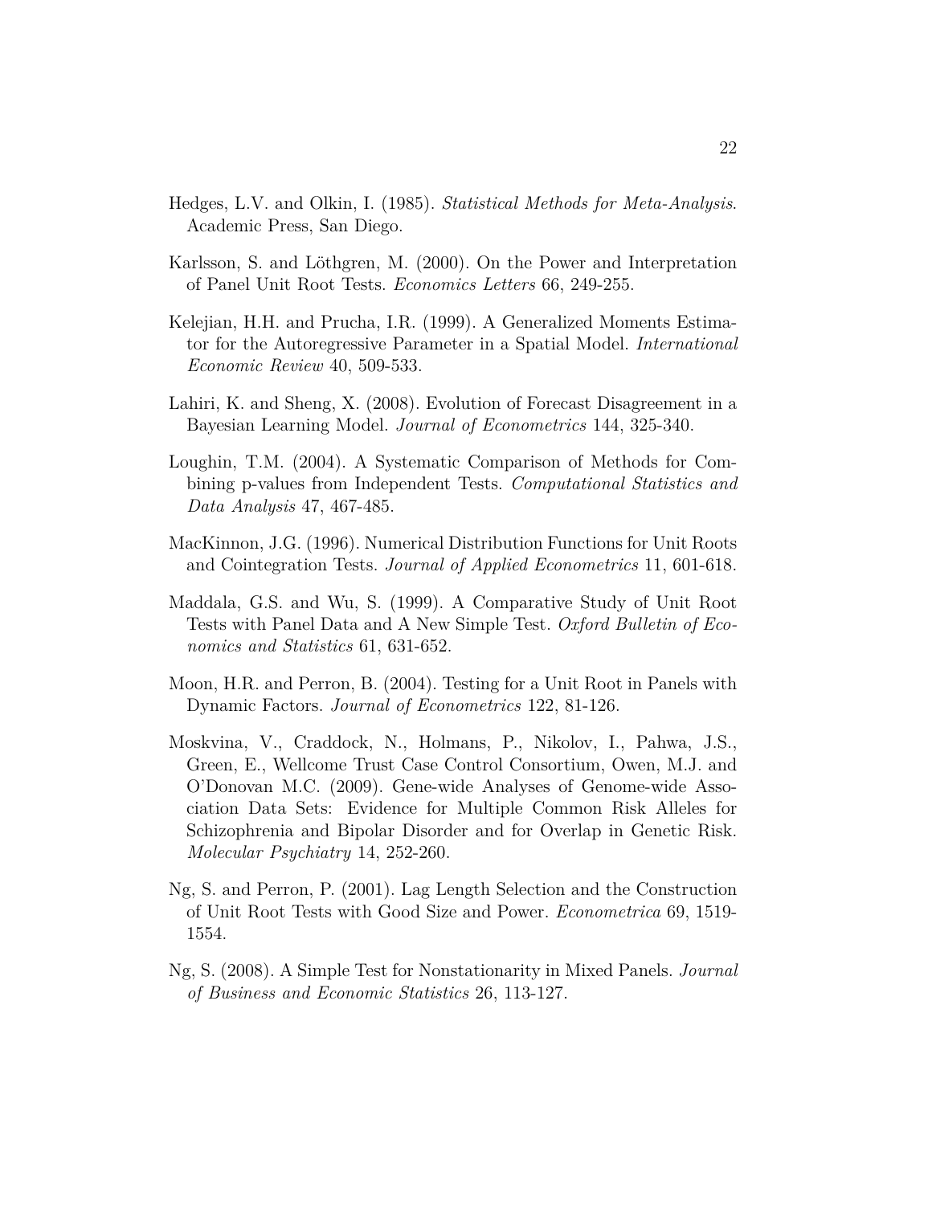Hedges, L.V. and Olkin, I. (1985). *Statistical Methods for Meta-Analysis*. Academic Press, San Diego.

Karlsson, S. and Löthgren, M. (2000). On the Power and Interpretation of Panel Unit Root Tests. *Economics Letters* 66, 249-255.

Kelejian, H.H. and Prucha, I.R. (1999). A Generalized Moments Estimator for the Autoregressive Parameter in a Spatial Model. *International Economic Review* 40, 509-533.

Lahiri, K. and Sheng, X. (2008). Evolution of Forecast Disagreement in a Bayesian Learning Model. *Journal of Econometrics* 144, 325-340.

Loughin, T.M. (2004). A Systematic Comparison of Methods for Combining p-values from Independent Tests. *Computational Statistics and Data Analysis* 47, 467-485.

MacKinnon, J.G. (1996). Numerical Distribution Functions for Unit Roots and Cointegration Tests. *Journal of Applied Econometrics* 11, 601-618.

Maddala, G.S. and Wu, S. (1999). A Comparative Study of Unit Root Tests with Panel Data and A New Simple Test. *Oxford Bulletin of Economics and Statistics* 61, 631-652.

Moon, H.R. and Perron, B. (2004). Testing for a Unit Root in Panels with Dynamic Factors. *Journal of Econometrics* 122, 81-126.

Moskvina, V., Craddock, N., Holmans, P., Nikolov, I., Pahwa, J.S., Green, E., Wellcome Trust Case Control Consortium, Owen, M.J. and O'Donovan M.C. (2009). Gene-wide Analyses of Genome-wide Association Data Sets: Evidence for Multiple Common Risk Alleles for Schizophrenia and Bipolar Disorder and for Overlap in Genetic Risk. *Molecular Psychiatry* 14, 252-260.

Ng, S. and Perron, P. (2001). Lag Length Selection and the Construction of Unit Root Tests with Good Size and Power. *Econometrica* 69, 1519-1554.

Ng, S. (2008). A Simple Test for Nonstationarity in Mixed Panels. *Journal of Business and Economic Statistics* 26, 113-127.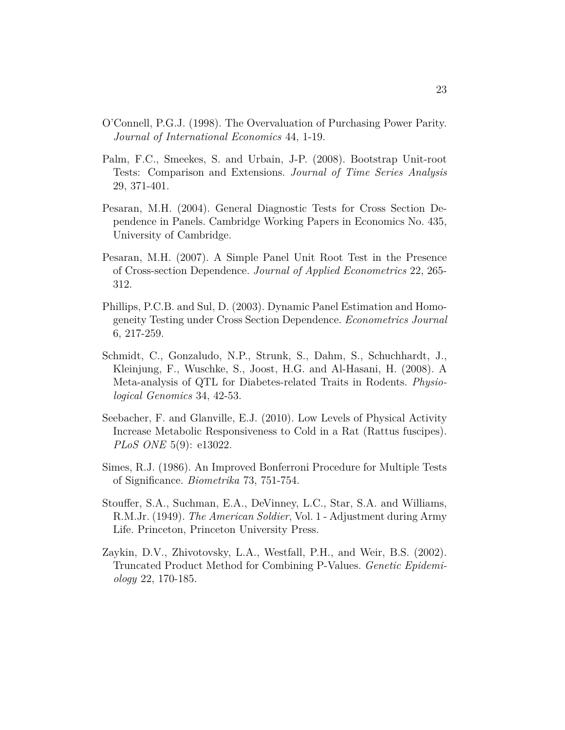O'Connell, P.G.J. (1998). The Overvaluation of Purchasing Power Parity. *Journal of International Economics* 44, 1-19.

Palm, F.C., Smeekes, S. and Urbain, J-P. (2008). Bootstrap Unit-root Tests: Comparison and Extensions. *Journal of Time Series Analysis* 29, 371-401.

Pesaran, M.H. (2004). General Diagnostic Tests for Cross Section Dependence in Panels. Cambridge Working Papers in Economics No. 435, University of Cambridge.

Pesaran, M.H. (2007). A Simple Panel Unit Root Test in the Presence of Cross-section Dependence. *Journal of Applied Econometrics* 22, 265-312.

Phillips, P.C.B. and Sul, D. (2003). Dynamic Panel Estimation and Homogeneity Testing under Cross Section Dependence. *Econometrics Journal* 6, 217-259.

Schmidt, C., Gonzaludo, N.P., Strunk, S., Dahm, S., Schuchhardt, J., Kleinjung, F., Wuschke, S., Joost, H.G. and Al-Hasani, H. (2008). A Meta-analysis of QTL for Diabetes-related Traits in Rodents. *Physiological Genomics* 34, 42-53.

Seebacher, F. and Glanville, E.J. (2010). Low Levels of Physical Activity Increase Metabolic Responsiveness to Cold in a Rat (Rattus fuscipes). *PLoS ONE* 5(9): e13022.

Simes, R.J. (1986). An Improved Bonferroni Procedure for Multiple Tests of Significance. *Biometrika* 73, 751-754.

Stouffer, S.A., Suchman, E.A., DeVinney, L.C., Star, S.A. and Williams, R.M.Jr. (1949). *The American Soldier*, Vol. 1 - Adjustment during Army Life. Princeton, Princeton University Press.

Zaykin, D.V., Zhivotovsky, L.A., Westfall, P.H., and Weir, B.S. (2002). Truncated Product Method for Combining P-Values. *Genetic Epidemiology* 22, 170-185.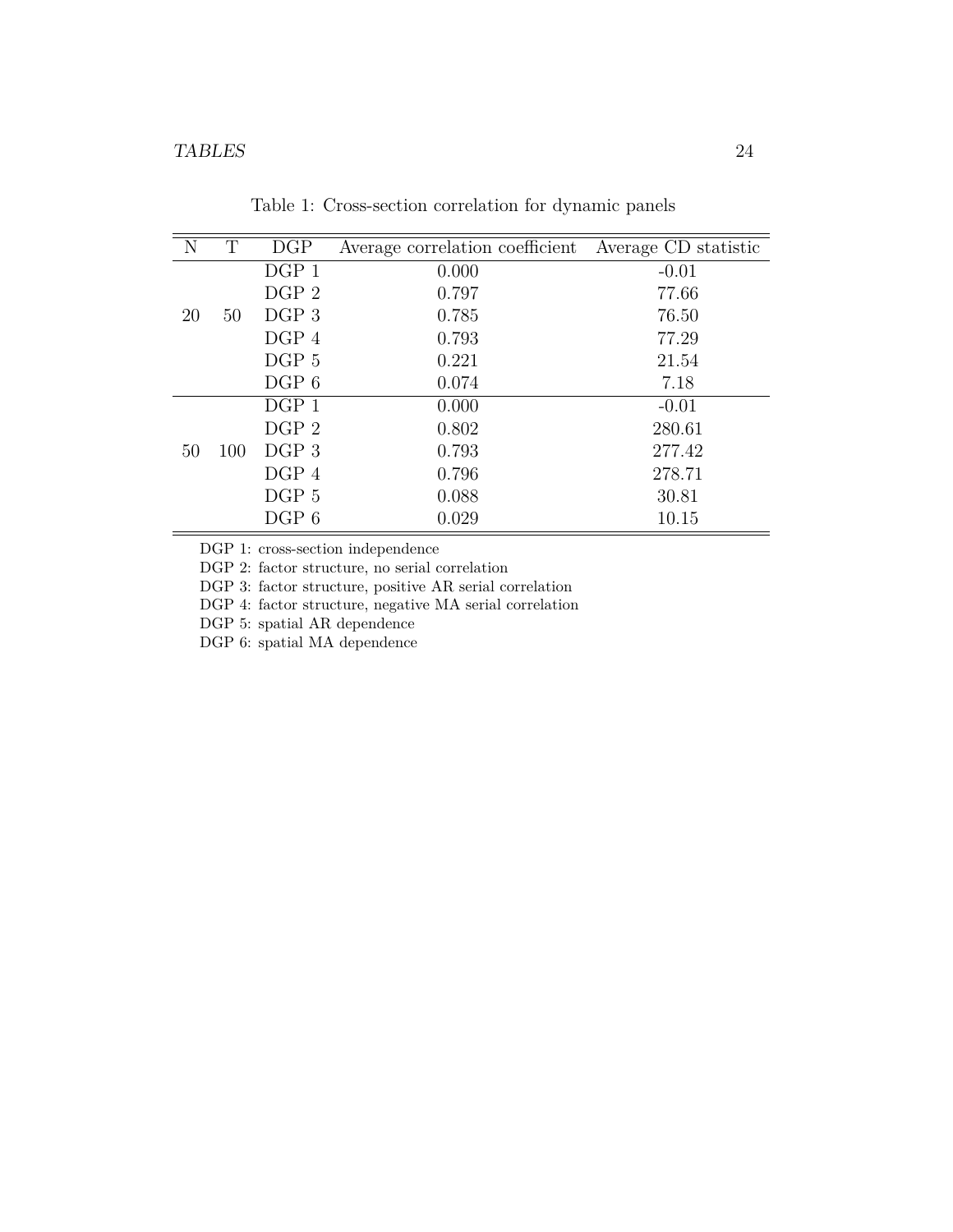Table 1: Cross-section correlation for dynamic panels

| N | T | DGP | Average correlation coefficient | Average CD statistic |
|---|---|---|---|---|
| 20 | 50 | DGP 1 | 0.000 | -0.01 |
| | | DGP 2 | 0.797 | 77.66 |
| | | DGP 3 | 0.785 | 76.50 |
| | | DGP 4 | 0.793 | 77.29 |
| | | DGP 5 | 0.221 | 21.54 |
| | | DGP 6 | 0.074 | 7.18 |
| 50 | 100 | DGP 1 | 0.000 | -0.01 |
| | | DGP 2 | 0.802 | 280.61 |
| | | DGP 3 | 0.793 | 277.42 |
| | | DGP 4 | 0.796 | 278.71 |
| | | DGP 5 | 0.088 | 30.81 |
| | | DGP 6 | 0.029 | 10.15 |

DGP 1: cross-section independence

DGP 2: factor structure, no serial correlation

DGP 3: factor structure, positive AR serial correlation

DGP 4: factor structure, negative MA serial correlation

DGP 5: spatial AR dependence

DGP 6: spatial MA dependence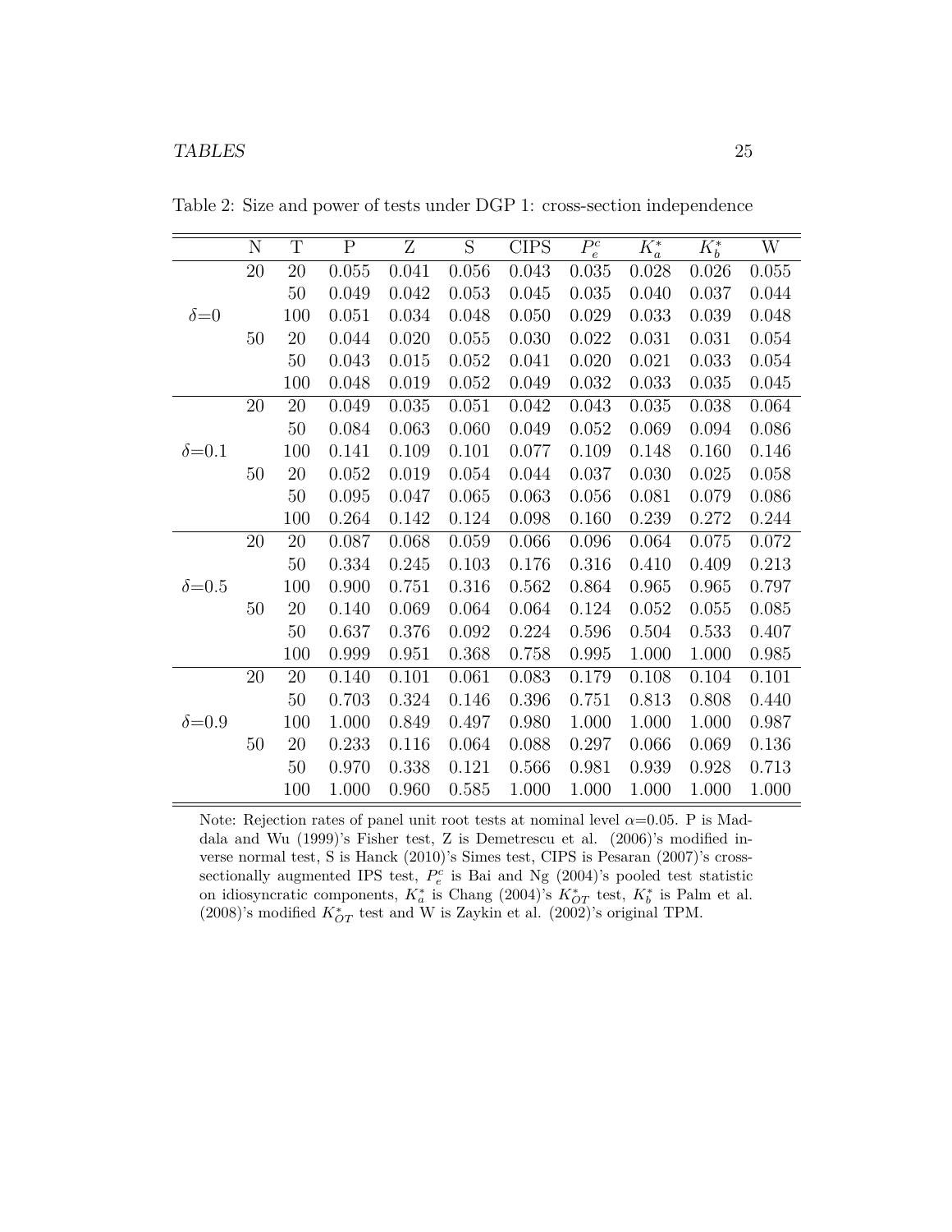Table 2: Size and power of tests under DGP 1: cross-section independence

| | N | T | P | Z | S | CIPS | $P_e^c$ | $K_a^*$ | $K_b^*$ | W |
|---|---|---|---|---|---|---|---|---|---|---|
| | 20 | 20 | 0.055 | 0.041 | 0.056 | 0.043 | 0.035 | 0.028 | 0.026 | 0.055 |
| | | 50 | 0.049 | 0.042 | 0.053 | 0.045 | 0.035 | 0.040 | 0.037 | 0.044 |
| $\delta$=0 | | 100 | 0.051 | 0.034 | 0.048 | 0.050 | 0.029 | 0.033 | 0.039 | 0.048 |
| | 50 | 20 | 0.044 | 0.020 | 0.055 | 0.030 | 0.022 | 0.031 | 0.031 | 0.054 |
| | | 50 | 0.043 | 0.015 | 0.052 | 0.041 | 0.020 | 0.021 | 0.033 | 0.054 |
| | | 100 | 0.048 | 0.019 | 0.052 | 0.049 | 0.032 | 0.033 | 0.035 | 0.045 |
| | 20 | 20 | 0.049 | 0.035 | 0.051 | 0.042 | 0.043 | 0.035 | 0.038 | 0.064 |
| | | 50 | 0.084 | 0.063 | 0.060 | 0.049 | 0.052 | 0.069 | 0.094 | 0.086 |
| $\delta$=0.1 | | 100 | 0.141 | 0.109 | 0.101 | 0.077 | 0.109 | 0.148 | 0.160 | 0.146 |
| | 50 | 20 | 0.052 | 0.019 | 0.054 | 0.044 | 0.037 | 0.030 | 0.025 | 0.058 |
| | | 50 | 0.095 | 0.047 | 0.065 | 0.063 | 0.056 | 0.081 | 0.079 | 0.086 |
| | | 100 | 0.264 | 0.142 | 0.124 | 0.098 | 0.160 | 0.239 | 0.272 | 0.244 |
| | 20 | 20 | 0.087 | 0.068 | 0.059 | 0.066 | 0.096 | 0.064 | 0.075 | 0.072 |
| | | 50 | 0.334 | 0.245 | 0.103 | 0.176 | 0.316 | 0.410 | 0.409 | 0.213 |
| $\delta$=0.5 | | 100 | 0.900 | 0.751 | 0.316 | 0.562 | 0.864 | 0.965 | 0.965 | 0.797 |
| | 50 | 20 | 0.140 | 0.069 | 0.064 | 0.064 | 0.124 | 0.052 | 0.055 | 0.085 |
| | | 50 | 0.637 | 0.376 | 0.092 | 0.224 | 0.596 | 0.504 | 0.533 | 0.407 |
| | | 100 | 0.999 | 0.951 | 0.368 | 0.758 | 0.995 | 1.000 | 1.000 | 0.985 |
| | 20 | 20 | 0.140 | 0.101 | 0.061 | 0.083 | 0.179 | 0.108 | 0.104 | 0.101 |
| | | 50 | 0.703 | 0.324 | 0.146 | 0.396 | 0.751 | 0.813 | 0.808 | 0.440 |
| $\delta$=0.9 | | 100 | 1.000 | 0.849 | 0.497 | 0.980 | 1.000 | 1.000 | 1.000 | 0.987 |
| | 50 | 20 | 0.233 | 0.116 | 0.064 | 0.088 | 0.297 | 0.066 | 0.069 | 0.136 |
| | | 50 | 0.970 | 0.338 | 0.121 | 0.566 | 0.981 | 0.939 | 0.928 | 0.713 |
| | | 100 | 1.000 | 0.960 | 0.585 | 1.000 | 1.000 | 1.000 | 1.000 | 1.000 |

Note: Rejection rates of panel unit root tests at nominal level $\alpha$=0.05. P is Maddala and Wu (1999)'s Fisher test, Z is Demetrescu et al. (2006)'s modified inverse normal test, S is Hanck (2010)'s Simes test, CIPS is Pesaran (2007)'s cross-sectionally augmented IPS test, $P_e^c$ is Bai and Ng (2004)'s pooled test statistic on idiosyncratic components, $K_a^*$ is Chang (2004)'s $K_{OT}^*$ test, $K_b^*$ is Palm et al. (2008)'s modified $K_{OT}^*$ test and W is Zaykin et al. (2002)'s original TPM.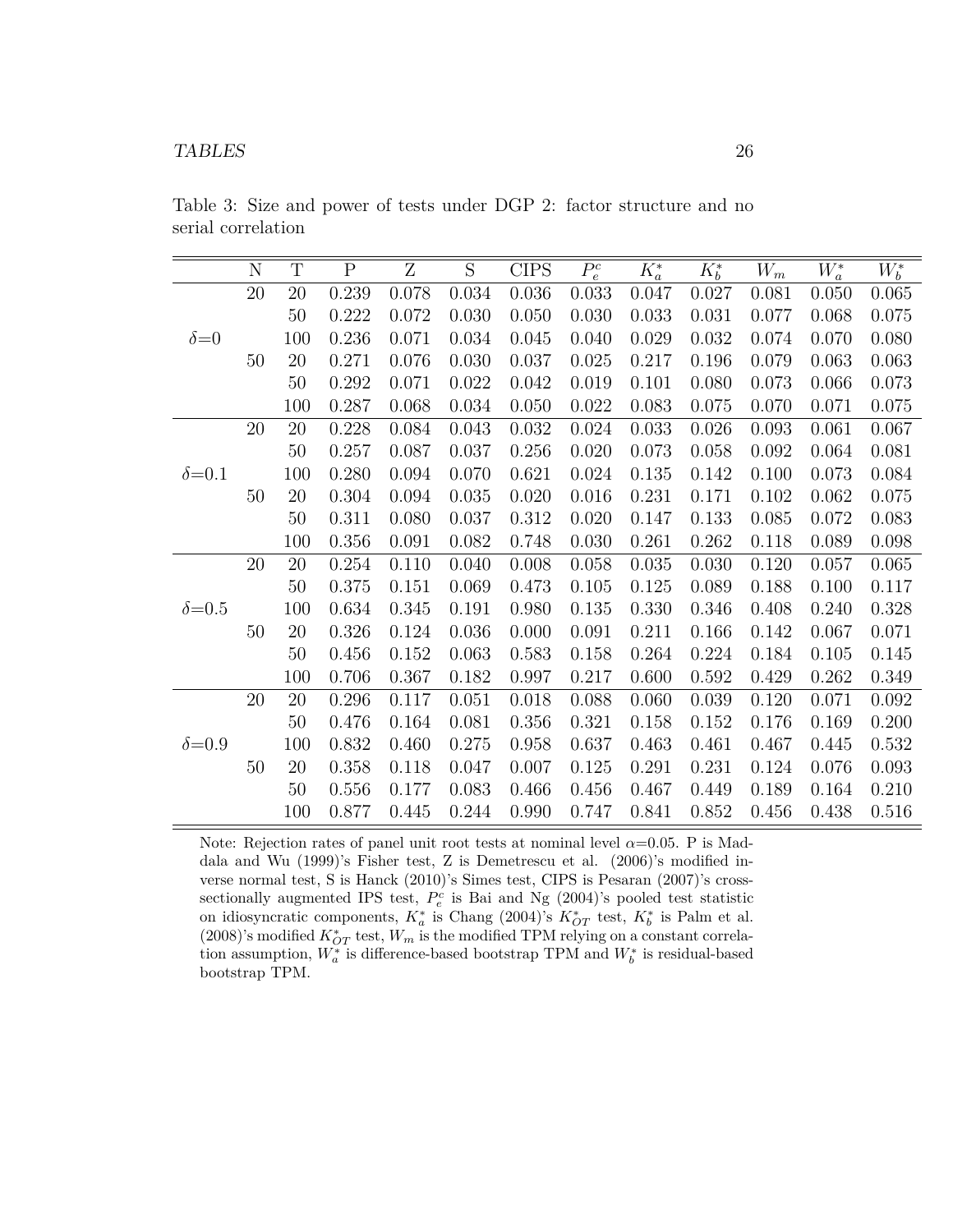Table 3: Size and power of tests under DGP 2: factor structure and no serial correlation

| | N | T | P | Z | S | CIPS | $P_e^c$ | $K_a^*$ | $K_b^*$ | $W_m$ | $W_a^*$ | $W_b^*$ |
|---|---|---|---|---|---|---|---|---|---|---|---|---|
| $\delta$=0 | 20 | 20 | 0.239 | 0.078 | 0.034 | 0.036 | 0.033 | 0.047 | 0.027 | 0.081 | 0.050 | 0.065 |
| | | 50 | 0.222 | 0.072 | 0.030 | 0.050 | 0.030 | 0.033 | 0.031 | 0.077 | 0.068 | 0.075 |
| | | 100 | 0.236 | 0.071 | 0.034 | 0.045 | 0.040 | 0.029 | 0.032 | 0.074 | 0.070 | 0.080 |
| | 50 | 20 | 0.271 | 0.076 | 0.030 | 0.037 | 0.025 | 0.217 | 0.196 | 0.079 | 0.063 | 0.063 |
| | | 50 | 0.292 | 0.071 | 0.022 | 0.042 | 0.019 | 0.101 | 0.080 | 0.073 | 0.066 | 0.073 |
| | | 100 | 0.287 | 0.068 | 0.034 | 0.050 | 0.022 | 0.083 | 0.075 | 0.070 | 0.071 | 0.075 |
| $\delta$=0.1 | 20 | 20 | 0.228 | 0.084 | 0.043 | 0.032 | 0.024 | 0.033 | 0.026 | 0.093 | 0.061 | 0.067 |
| | | 50 | 0.257 | 0.087 | 0.037 | 0.256 | 0.020 | 0.073 | 0.058 | 0.092 | 0.064 | 0.081 |
| | | 100 | 0.280 | 0.094 | 0.070 | 0.621 | 0.024 | 0.135 | 0.142 | 0.100 | 0.073 | 0.084 |
| | 50 | 20 | 0.304 | 0.094 | 0.035 | 0.020 | 0.016 | 0.231 | 0.171 | 0.102 | 0.062 | 0.075 |
| | | 50 | 0.311 | 0.080 | 0.037 | 0.312 | 0.020 | 0.147 | 0.133 | 0.085 | 0.072 | 0.083 |
| | | 100 | 0.356 | 0.091 | 0.082 | 0.748 | 0.030 | 0.261 | 0.262 | 0.118 | 0.089 | 0.098 |
| $\delta$=0.5 | 20 | 20 | 0.254 | 0.110 | 0.040 | 0.008 | 0.058 | 0.035 | 0.030 | 0.120 | 0.057 | 0.065 |
| | | 50 | 0.375 | 0.151 | 0.069 | 0.473 | 0.105 | 0.125 | 0.089 | 0.188 | 0.100 | 0.117 |
| | | 100 | 0.634 | 0.345 | 0.191 | 0.980 | 0.135 | 0.330 | 0.346 | 0.408 | 0.240 | 0.328 |
| | 50 | 20 | 0.326 | 0.124 | 0.036 | 0.000 | 0.091 | 0.211 | 0.166 | 0.142 | 0.067 | 0.071 |
| | | 50 | 0.456 | 0.152 | 0.063 | 0.583 | 0.158 | 0.264 | 0.224 | 0.184 | 0.105 | 0.145 |
| | | 100 | 0.706 | 0.367 | 0.182 | 0.997 | 0.217 | 0.600 | 0.592 | 0.429 | 0.262 | 0.349 |
| $\delta$=0.9 | 20 | 20 | 0.296 | 0.117 | 0.051 | 0.018 | 0.088 | 0.060 | 0.039 | 0.120 | 0.071 | 0.092 |
| | | 50 | 0.476 | 0.164 | 0.081 | 0.356 | 0.321 | 0.158 | 0.152 | 0.176 | 0.169 | 0.200 |
| | | 100 | 0.832 | 0.460 | 0.275 | 0.958 | 0.637 | 0.463 | 0.461 | 0.467 | 0.445 | 0.532 |
| | 50 | 20 | 0.358 | 0.118 | 0.047 | 0.007 | 0.125 | 0.291 | 0.231 | 0.124 | 0.076 | 0.093 |
| | | 50 | 0.556 | 0.177 | 0.083 | 0.466 | 0.456 | 0.467 | 0.449 | 0.189 | 0.164 | 0.210 |
| | | 100 | 0.877 | 0.445 | 0.244 | 0.990 | 0.747 | 0.841 | 0.852 | 0.456 | 0.438 | 0.516 |

Note: Rejection rates of panel unit root tests at nominal level $\alpha$=0.05. P is Maddala and Wu (1999)'s Fisher test, Z is Demetrescu et al. (2006)'s modified inverse normal test, S is Hanck (2010)'s Simes test, CIPS is Pesaran (2007)'s cross-sectionally augmented IPS test, $P_e^c$ is Bai and Ng (2004)'s pooled test statistic on idiosyncratic components, $K_a^*$ is Chang (2004)'s $K_{OT}^*$ test, $K_b^*$ is Palm et al. (2008)'s modified $K_{OT}^*$ test, $W_m$ is the modified TPM relying on a constant correlation assumption, $W_a^*$ is difference-based bootstrap TPM and $W_b^*$ is residual-based bootstrap TPM.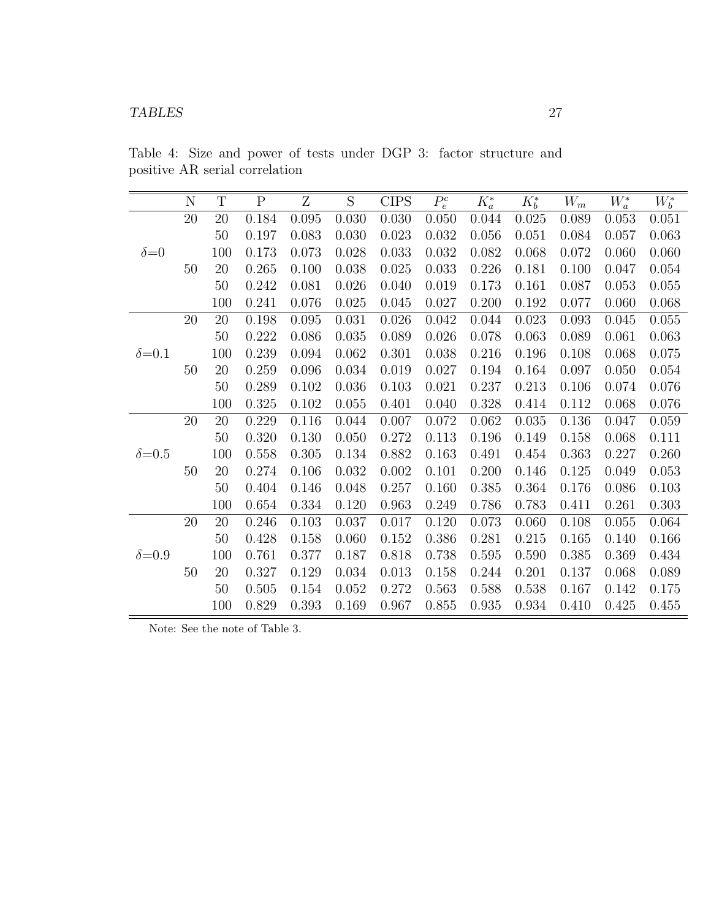Table 4: Size and power of tests under DGP 3: factor structure and positive AR serial correlation

| | N | T | P | Z | S | CIPS | $P_e^c$ | $K_a^*$ | $K_b^*$ | $W_m$ | $W_a^*$ | $W_b^*$ |
|---|---|---|---|---|---|---|---|---|---|---|---|---|
| $\delta$=0 | 20 | 20 | 0.184 | 0.095 | 0.030 | 0.030 | 0.050 | 0.044 | 0.025 | 0.089 | 0.053 | 0.051 |
| | | 50 | 0.197 | 0.083 | 0.030 | 0.023 | 0.032 | 0.056 | 0.051 | 0.084 | 0.057 | 0.063 |
| | | 100 | 0.173 | 0.073 | 0.028 | 0.033 | 0.032 | 0.082 | 0.068 | 0.072 | 0.060 | 0.060 |
| | 50 | 20 | 0.265 | 0.100 | 0.038 | 0.025 | 0.033 | 0.226 | 0.181 | 0.100 | 0.047 | 0.054 |
| | | 50 | 0.242 | 0.081 | 0.026 | 0.040 | 0.019 | 0.173 | 0.161 | 0.087 | 0.053 | 0.055 |
| | | 100 | 0.241 | 0.076 | 0.025 | 0.045 | 0.027 | 0.200 | 0.192 | 0.077 | 0.060 | 0.068 |
| $\delta$=0.1 | 20 | 20 | 0.198 | 0.095 | 0.031 | 0.026 | 0.042 | 0.044 | 0.023 | 0.093 | 0.045 | 0.055 |
| | | 50 | 0.222 | 0.086 | 0.035 | 0.089 | 0.026 | 0.078 | 0.063 | 0.089 | 0.061 | 0.063 |
| | | 100 | 0.239 | 0.094 | 0.062 | 0.301 | 0.038 | 0.216 | 0.196 | 0.108 | 0.068 | 0.075 |
| | 50 | 20 | 0.259 | 0.096 | 0.034 | 0.019 | 0.027 | 0.194 | 0.164 | 0.097 | 0.050 | 0.054 |
| | | 50 | 0.289 | 0.102 | 0.036 | 0.103 | 0.021 | 0.237 | 0.213 | 0.106 | 0.074 | 0.076 |
| | | 100 | 0.325 | 0.102 | 0.055 | 0.401 | 0.040 | 0.328 | 0.414 | 0.112 | 0.068 | 0.076 |
| $\delta$=0.5 | 20 | 20 | 0.229 | 0.116 | 0.044 | 0.007 | 0.072 | 0.062 | 0.035 | 0.136 | 0.047 | 0.059 |
| | | 50 | 0.320 | 0.130 | 0.050 | 0.272 | 0.113 | 0.196 | 0.149 | 0.158 | 0.068 | 0.111 |
| | | 100 | 0.558 | 0.305 | 0.134 | 0.882 | 0.163 | 0.491 | 0.454 | 0.363 | 0.227 | 0.260 |
| | 50 | 20 | 0.274 | 0.106 | 0.032 | 0.002 | 0.101 | 0.200 | 0.146 | 0.125 | 0.049 | 0.053 |
| | | 50 | 0.404 | 0.146 | 0.048 | 0.257 | 0.160 | 0.385 | 0.364 | 0.176 | 0.086 | 0.103 |
| | | 100 | 0.654 | 0.334 | 0.120 | 0.963 | 0.249 | 0.786 | 0.783 | 0.411 | 0.261 | 0.303 |
| $\delta$=0.9 | 20 | 20 | 0.246 | 0.103 | 0.037 | 0.017 | 0.120 | 0.073 | 0.060 | 0.108 | 0.055 | 0.064 |
| | | 50 | 0.428 | 0.158 | 0.060 | 0.152 | 0.386 | 0.281 | 0.215 | 0.165 | 0.140 | 0.166 |
| | | 100 | 0.761 | 0.377 | 0.187 | 0.818 | 0.738 | 0.595 | 0.590 | 0.385 | 0.369 | 0.434 |
| | 50 | 20 | 0.327 | 0.129 | 0.034 | 0.013 | 0.158 | 0.244 | 0.201 | 0.137 | 0.068 | 0.089 |
| | | 50 | 0.505 | 0.154 | 0.052 | 0.272 | 0.563 | 0.588 | 0.538 | 0.167 | 0.142 | 0.175 |
| | | 100 | 0.829 | 0.393 | 0.169 | 0.967 | 0.855 | 0.935 | 0.934 | 0.410 | 0.425 | 0.455 |

Note: See the note of Table 3.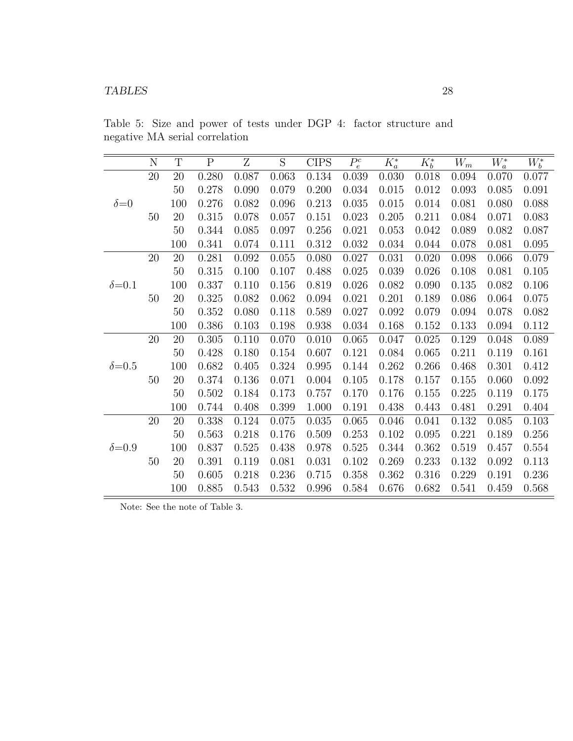Table 5: Size and power of tests under DGP 4: factor structure and negative MA serial correlation

| | N | T | P | Z | S | CIPS | $P_e^c$ | $K_a^*$ | $K_b^*$ | $W_m$ | $W_a^*$ | $W_b^*$ |
|---|---|---|---|---|---|---|---|---|---|---|---|---|
| | 20 | 20 | 0.280 | 0.087 | 0.063 | 0.134 | 0.039 | 0.030 | 0.018 | 0.094 | 0.070 | 0.077 |
| | | 50 | 0.278 | 0.090 | 0.079 | 0.200 | 0.034 | 0.015 | 0.012 | 0.093 | 0.085 | 0.091 |
| $\delta$=0 | | 100 | 0.276 | 0.082 | 0.096 | 0.213 | 0.035 | 0.015 | 0.014 | 0.081 | 0.080 | 0.088 |
| | 50 | 20 | 0.315 | 0.078 | 0.057 | 0.151 | 0.023 | 0.205 | 0.211 | 0.084 | 0.071 | 0.083 |
| | | 50 | 0.344 | 0.085 | 0.097 | 0.256 | 0.021 | 0.053 | 0.042 | 0.089 | 0.082 | 0.087 |
| | | 100 | 0.341 | 0.074 | 0.111 | 0.312 | 0.032 | 0.034 | 0.044 | 0.078 | 0.081 | 0.095 |
| | 20 | 20 | 0.281 | 0.092 | 0.055 | 0.080 | 0.027 | 0.031 | 0.020 | 0.098 | 0.066 | 0.079 |
| | | 50 | 0.315 | 0.100 | 0.107 | 0.488 | 0.025 | 0.039 | 0.026 | 0.108 | 0.081 | 0.105 |
| $\delta$=0.1 | | 100 | 0.337 | 0.110 | 0.156 | 0.819 | 0.026 | 0.082 | 0.090 | 0.135 | 0.082 | 0.106 |
| | 50 | 20 | 0.325 | 0.082 | 0.062 | 0.094 | 0.021 | 0.201 | 0.189 | 0.086 | 0.064 | 0.075 |
| | | 50 | 0.352 | 0.080 | 0.118 | 0.589 | 0.027 | 0.092 | 0.079 | 0.094 | 0.078 | 0.082 |
| | | 100 | 0.386 | 0.103 | 0.198 | 0.938 | 0.034 | 0.168 | 0.152 | 0.133 | 0.094 | 0.112 |
| | 20 | 20 | 0.305 | 0.110 | 0.070 | 0.010 | 0.065 | 0.047 | 0.025 | 0.129 | 0.048 | 0.089 |
| | | 50 | 0.428 | 0.180 | 0.154 | 0.607 | 0.121 | 0.084 | 0.065 | 0.211 | 0.119 | 0.161 |
| $\delta$=0.5 | | 100 | 0.682 | 0.405 | 0.324 | 0.995 | 0.144 | 0.262 | 0.266 | 0.468 | 0.301 | 0.412 |
| | 50 | 20 | 0.374 | 0.136 | 0.071 | 0.004 | 0.105 | 0.178 | 0.157 | 0.155 | 0.060 | 0.092 |
| | | 50 | 0.502 | 0.184 | 0.173 | 0.757 | 0.170 | 0.176 | 0.155 | 0.225 | 0.119 | 0.175 |
| | | 100 | 0.744 | 0.408 | 0.399 | 1.000 | 0.191 | 0.438 | 0.443 | 0.481 | 0.291 | 0.404 |
| | 20 | 20 | 0.338 | 0.124 | 0.075 | 0.035 | 0.065 | 0.046 | 0.041 | 0.132 | 0.085 | 0.103 |
| | | 50 | 0.563 | 0.218 | 0.176 | 0.509 | 0.253 | 0.102 | 0.095 | 0.221 | 0.189 | 0.256 |
| $\delta$=0.9 | | 100 | 0.837 | 0.525 | 0.438 | 0.978 | 0.525 | 0.344 | 0.362 | 0.519 | 0.457 | 0.554 |
| | 50 | 20 | 0.391 | 0.119 | 0.081 | 0.031 | 0.102 | 0.269 | 0.233 | 0.132 | 0.092 | 0.113 |
| | | 50 | 0.605 | 0.218 | 0.236 | 0.715 | 0.358 | 0.362 | 0.316 | 0.229 | 0.191 | 0.236 |
| | | 100 | 0.885 | 0.543 | 0.532 | 0.996 | 0.584 | 0.676 | 0.682 | 0.541 | 0.459 | 0.568 |

Note: See the note of Table 3.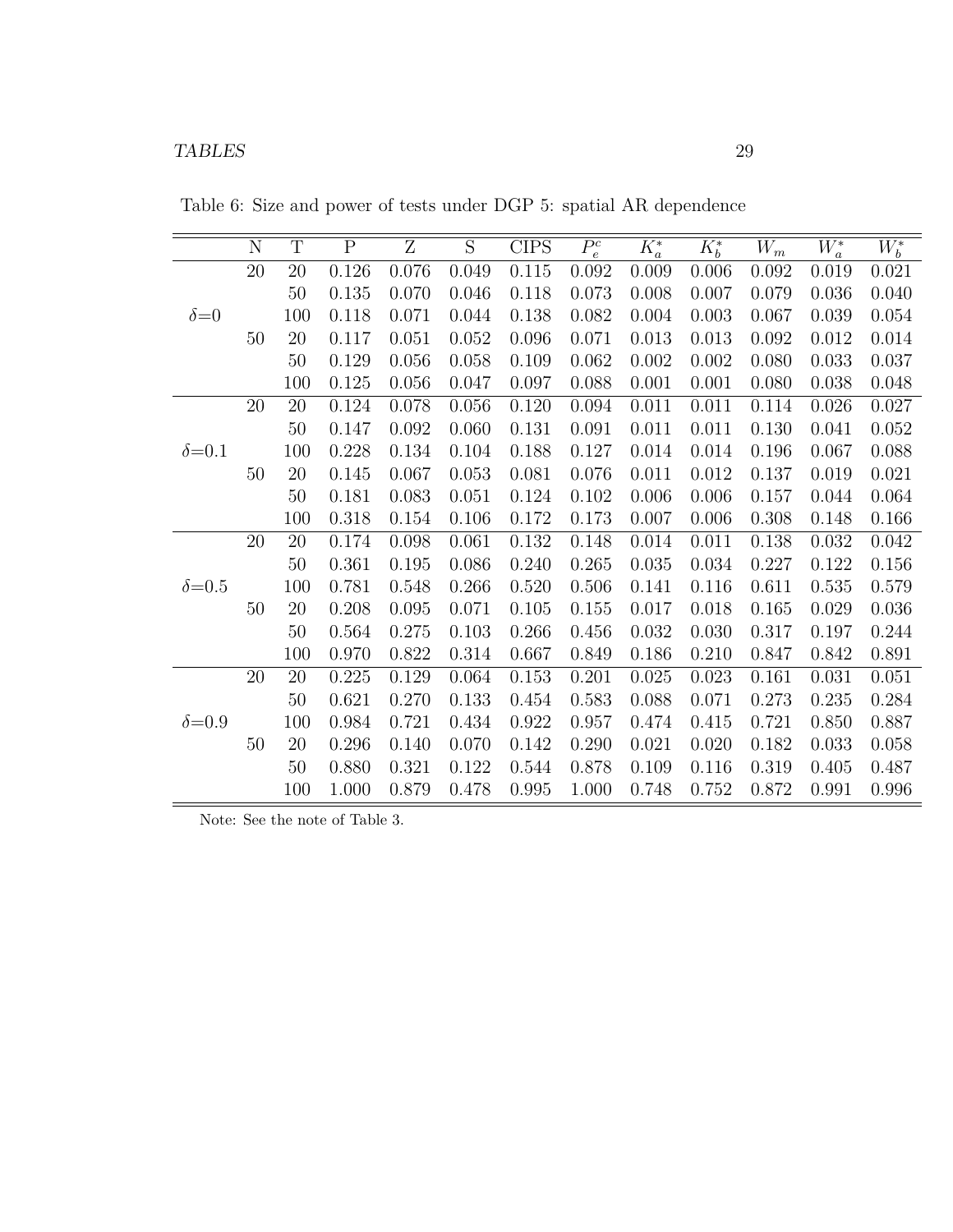Table 6: Size and power of tests under DGP 5: spatial AR dependence

| | N | T | P | Z | S | CIPS | $P_e^c$ | $K_a^*$ | $K_b^*$ | $W_m$ | $W_a^*$ | $W_b^*$ |
|---|---|---|---|---|---|---|---|---|---|---|---|---|
| $\delta$=0 | 20 | 20 | 0.126 | 0.076 | 0.049 | 0.115 | 0.092 | 0.009 | 0.006 | 0.092 | 0.019 | 0.021 |
| | | 50 | 0.135 | 0.070 | 0.046 | 0.118 | 0.073 | 0.008 | 0.007 | 0.079 | 0.036 | 0.040 |
| | | 100 | 0.118 | 0.071 | 0.044 | 0.138 | 0.082 | 0.004 | 0.003 | 0.067 | 0.039 | 0.054 |
| | 50 | 20 | 0.117 | 0.051 | 0.052 | 0.096 | 0.071 | 0.013 | 0.013 | 0.092 | 0.012 | 0.014 |
| | | 50 | 0.129 | 0.056 | 0.058 | 0.109 | 0.062 | 0.002 | 0.002 | 0.080 | 0.033 | 0.037 |
| | | 100 | 0.125 | 0.056 | 0.047 | 0.097 | 0.088 | 0.001 | 0.001 | 0.080 | 0.038 | 0.048 |
| $\delta$=0.1 | 20 | 20 | 0.124 | 0.078 | 0.056 | 0.120 | 0.094 | 0.011 | 0.011 | 0.114 | 0.026 | 0.027 |
| | | 50 | 0.147 | 0.092 | 0.060 | 0.131 | 0.091 | 0.011 | 0.011 | 0.130 | 0.041 | 0.052 |
| | | 100 | 0.228 | 0.134 | 0.104 | 0.188 | 0.127 | 0.014 | 0.014 | 0.196 | 0.067 | 0.088 |
| | 50 | 20 | 0.145 | 0.067 | 0.053 | 0.081 | 0.076 | 0.011 | 0.012 | 0.137 | 0.019 | 0.021 |
| | | 50 | 0.181 | 0.083 | 0.051 | 0.124 | 0.102 | 0.006 | 0.006 | 0.157 | 0.044 | 0.064 |
| | | 100 | 0.318 | 0.154 | 0.106 | 0.172 | 0.173 | 0.007 | 0.006 | 0.308 | 0.148 | 0.166 |
| $\delta$=0.5 | 20 | 20 | 0.174 | 0.098 | 0.061 | 0.132 | 0.148 | 0.014 | 0.011 | 0.138 | 0.032 | 0.042 |
| | | 50 | 0.361 | 0.195 | 0.086 | 0.240 | 0.265 | 0.035 | 0.034 | 0.227 | 0.122 | 0.156 |
| | | 100 | 0.781 | 0.548 | 0.266 | 0.520 | 0.506 | 0.141 | 0.116 | 0.611 | 0.535 | 0.579 |
| | 50 | 20 | 0.208 | 0.095 | 0.071 | 0.105 | 0.155 | 0.017 | 0.018 | 0.165 | 0.029 | 0.036 |
| | | 50 | 0.564 | 0.275 | 0.103 | 0.266 | 0.456 | 0.032 | 0.030 | 0.317 | 0.197 | 0.244 |
| | | 100 | 0.970 | 0.822 | 0.314 | 0.667 | 0.849 | 0.186 | 0.210 | 0.847 | 0.842 | 0.891 |
| $\delta$=0.9 | 20 | 20 | 0.225 | 0.129 | 0.064 | 0.153 | 0.201 | 0.025 | 0.023 | 0.161 | 0.031 | 0.051 |
| | | 50 | 0.621 | 0.270 | 0.133 | 0.454 | 0.583 | 0.088 | 0.071 | 0.273 | 0.235 | 0.284 |
| | | 100 | 0.984 | 0.721 | 0.434 | 0.922 | 0.957 | 0.474 | 0.415 | 0.721 | 0.850 | 0.887 |
| | 50 | 20 | 0.296 | 0.140 | 0.070 | 0.142 | 0.290 | 0.021 | 0.020 | 0.182 | 0.033 | 0.058 |
| | | 50 | 0.880 | 0.321 | 0.122 | 0.544 | 0.878 | 0.109 | 0.116 | 0.319 | 0.405 | 0.487 |
| | | 100 | 1.000 | 0.879 | 0.478 | 0.995 | 1.000 | 0.748 | 0.752 | 0.872 | 0.991 | 0.996 |

Note: See the note of Table 3.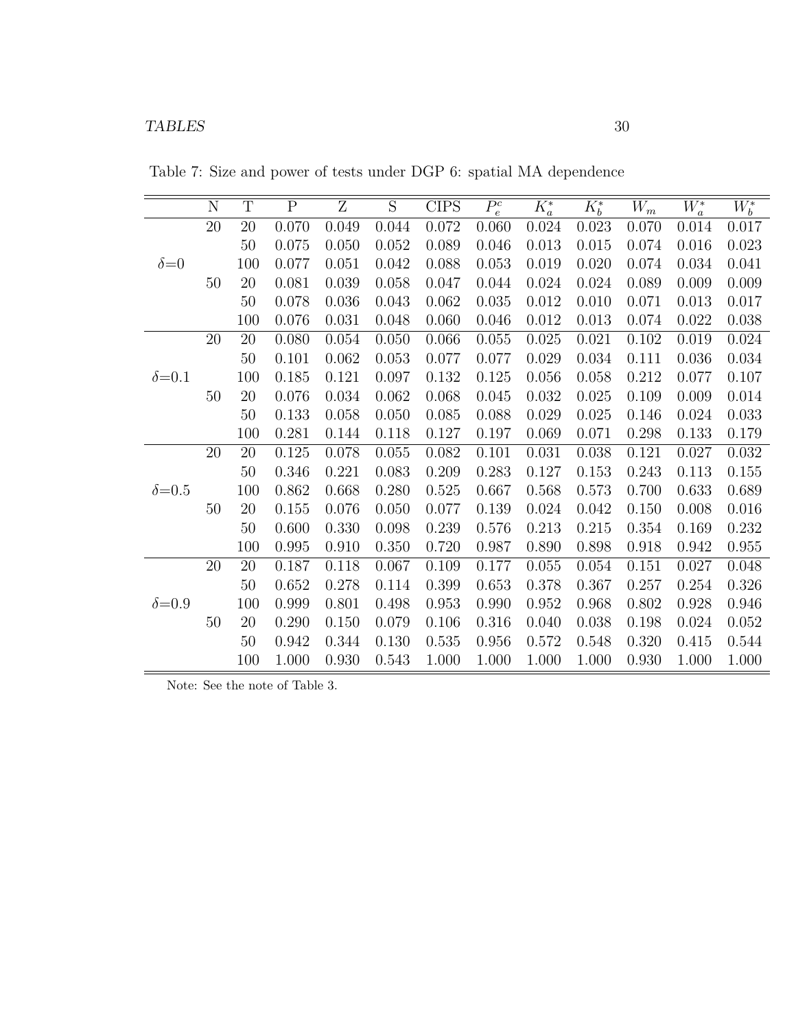Table 7: Size and power of tests under DGP 6: spatial MA dependence

| | N | T | P | Z | S | CIPS | $P_e^c$ | $K_a^*$ | $K_b^*$ | $W_m$ | $W_a^*$ | $W_b^*$ |
|---|---|---|---|---|---|---|---|---|---|---|---|---|
| $\delta$=0 | 20 | 20 | 0.070 | 0.049 | 0.044 | 0.072 | 0.060 | 0.024 | 0.023 | 0.070 | 0.014 | 0.017 |
| | | 50 | 0.075 | 0.050 | 0.052 | 0.089 | 0.046 | 0.013 | 0.015 | 0.074 | 0.016 | 0.023 |
| | | 100 | 0.077 | 0.051 | 0.042 | 0.088 | 0.053 | 0.019 | 0.020 | 0.074 | 0.034 | 0.041 |
| | 50 | 20 | 0.081 | 0.039 | 0.058 | 0.047 | 0.044 | 0.024 | 0.024 | 0.089 | 0.009 | 0.009 |
| | | 50 | 0.078 | 0.036 | 0.043 | 0.062 | 0.035 | 0.012 | 0.010 | 0.071 | 0.013 | 0.017 |
| | | 100 | 0.076 | 0.031 | 0.048 | 0.060 | 0.046 | 0.012 | 0.013 | 0.074 | 0.022 | 0.038 |
| $\delta$=0.1 | 20 | 20 | 0.080 | 0.054 | 0.050 | 0.066 | 0.055 | 0.025 | 0.021 | 0.102 | 0.019 | 0.024 |
| | | 50 | 0.101 | 0.062 | 0.053 | 0.077 | 0.077 | 0.029 | 0.034 | 0.111 | 0.036 | 0.034 |
| | | 100 | 0.185 | 0.121 | 0.097 | 0.132 | 0.125 | 0.056 | 0.058 | 0.212 | 0.077 | 0.107 |
| | 50 | 20 | 0.076 | 0.034 | 0.062 | 0.068 | 0.045 | 0.032 | 0.025 | 0.109 | 0.009 | 0.014 |
| | | 50 | 0.133 | 0.058 | 0.050 | 0.085 | 0.088 | 0.029 | 0.025 | 0.146 | 0.024 | 0.033 |
| | | 100 | 0.281 | 0.144 | 0.118 | 0.127 | 0.197 | 0.069 | 0.071 | 0.298 | 0.133 | 0.179 |
| $\delta$=0.5 | 20 | 20 | 0.125 | 0.078 | 0.055 | 0.082 | 0.101 | 0.031 | 0.038 | 0.121 | 0.027 | 0.032 |
| | | 50 | 0.346 | 0.221 | 0.083 | 0.209 | 0.283 | 0.127 | 0.153 | 0.243 | 0.113 | 0.155 |
| | | 100 | 0.862 | 0.668 | 0.280 | 0.525 | 0.667 | 0.568 | 0.573 | 0.700 | 0.633 | 0.689 |
| | 50 | 20 | 0.155 | 0.076 | 0.050 | 0.077 | 0.139 | 0.024 | 0.042 | 0.150 | 0.008 | 0.016 |
| | | 50 | 0.600 | 0.330 | 0.098 | 0.239 | 0.576 | 0.213 | 0.215 | 0.354 | 0.169 | 0.232 |
| | | 100 | 0.995 | 0.910 | 0.350 | 0.720 | 0.987 | 0.890 | 0.898 | 0.918 | 0.942 | 0.955 |
| $\delta$=0.9 | 20 | 20 | 0.187 | 0.118 | 0.067 | 0.109 | 0.177 | 0.055 | 0.054 | 0.151 | 0.027 | 0.048 |
| | | 50 | 0.652 | 0.278 | 0.114 | 0.399 | 0.653 | 0.378 | 0.367 | 0.257 | 0.254 | 0.326 |
| | | 100 | 0.999 | 0.801 | 0.498 | 0.953 | 0.990 | 0.952 | 0.968 | 0.802 | 0.928 | 0.946 |
| | 50 | 20 | 0.290 | 0.150 | 0.079 | 0.106 | 0.316 | 0.040 | 0.038 | 0.198 | 0.024 | 0.052 |
| | | 50 | 0.942 | 0.344 | 0.130 | 0.535 | 0.956 | 0.572 | 0.548 | 0.320 | 0.415 | 0.544 |
| | | 100 | 1.000 | 0.930 | 0.543 | 1.000 | 1.000 | 1.000 | 1.000 | 0.930 | 1.000 | 1.000 |

Note: See the note of Table 3.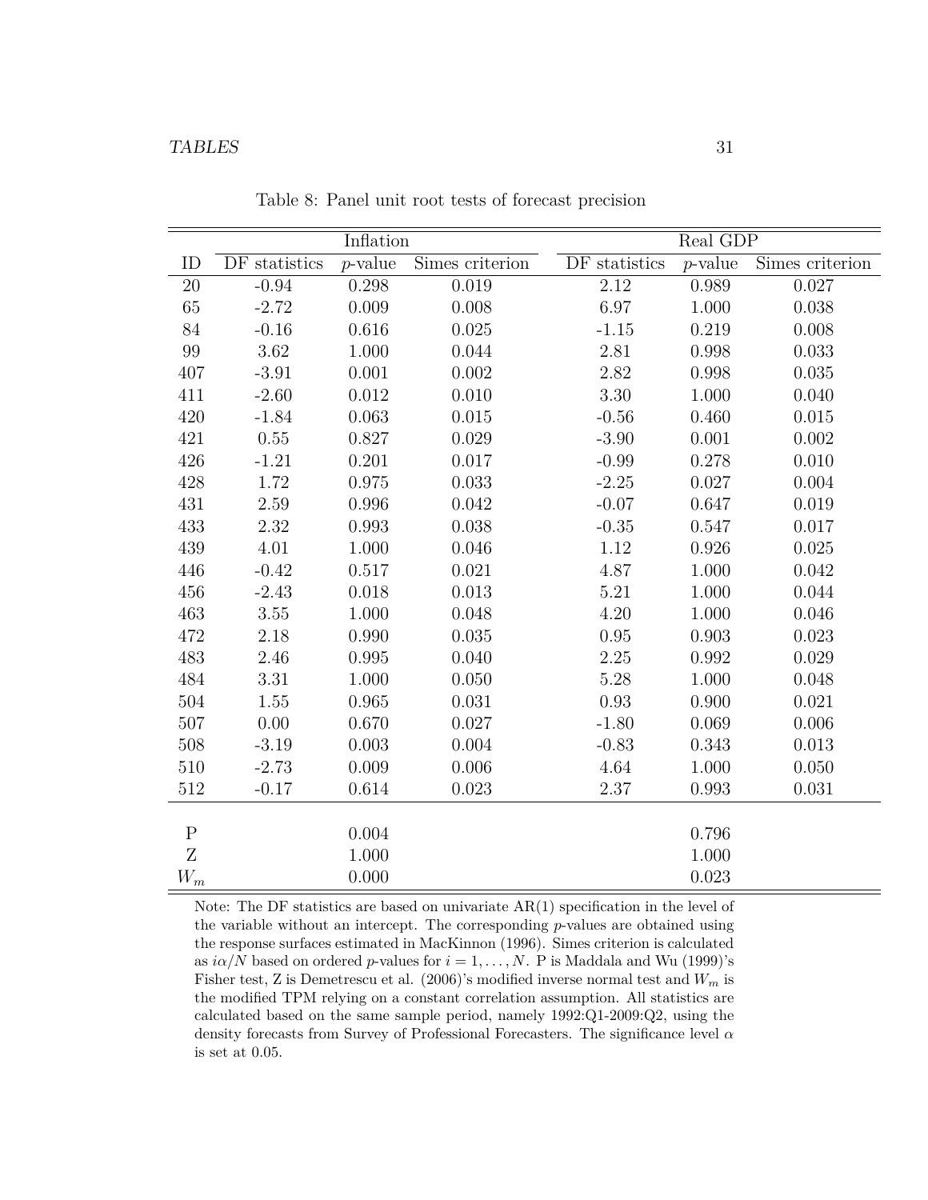Table 8: Panel unit root tests of forecast precision

| | Inflation | | | Real GDP | | |
|---|---|---|---|---|---|---|
| ID | DF statistics | $p$-value | Simes criterion | DF statistics | $p$-value | Simes criterion |
| 20 | -0.94 | 0.298 | 0.019 | 2.12 | 0.989 | 0.027 |
| 65 | -2.72 | 0.009 | 0.008 | 6.97 | 1.000 | 0.038 |
| 84 | -0.16 | 0.616 | 0.025 | -1.15 | 0.219 | 0.008 |
| 99 | 3.62 | 1.000 | 0.044 | 2.81 | 0.998 | 0.033 |
| 407 | -3.91 | 0.001 | 0.002 | 2.82 | 0.998 | 0.035 |
| 411 | -2.60 | 0.012 | 0.010 | 3.30 | 1.000 | 0.040 |
| 420 | -1.84 | 0.063 | 0.015 | -0.56 | 0.460 | 0.015 |
| 421 | 0.55 | 0.827 | 0.029 | -3.90 | 0.001 | 0.002 |
| 426 | -1.21 | 0.201 | 0.017 | -0.99 | 0.278 | 0.010 |
| 428 | 1.72 | 0.975 | 0.033 | -2.25 | 0.027 | 0.004 |
| 431 | 2.59 | 0.996 | 0.042 | -0.07 | 0.647 | 0.019 |
| 433 | 2.32 | 0.993 | 0.038 | -0.35 | 0.547 | 0.017 |
| 439 | 4.01 | 1.000 | 0.046 | 1.12 | 0.926 | 0.025 |
| 446 | -0.42 | 0.517 | 0.021 | 4.87 | 1.000 | 0.042 |
| 456 | -2.43 | 0.018 | 0.013 | 5.21 | 1.000 | 0.044 |
| 463 | 3.55 | 1.000 | 0.048 | 4.20 | 1.000 | 0.046 |
| 472 | 2.18 | 0.990 | 0.035 | 0.95 | 0.903 | 0.023 |
| 483 | 2.46 | 0.995 | 0.040 | 2.25 | 0.992 | 0.029 |
| 484 | 3.31 | 1.000 | 0.050 | 5.28 | 1.000 | 0.048 |
| 504 | 1.55 | 0.965 | 0.031 | 0.93 | 0.900 | 0.021 |
| 507 | 0.00 | 0.670 | 0.027 | -1.80 | 0.069 | 0.006 |
| 508 | -3.19 | 0.003 | 0.004 | -0.83 | 0.343 | 0.013 |
| 510 | -2.73 | 0.009 | 0.006 | 4.64 | 1.000 | 0.050 |
| 512 | -0.17 | 0.614 | 0.023 | 2.37 | 0.993 | 0.031 |
| P | | 0.004 | | | 0.796 | |
| Z | | 1.000 | | | 1.000 | |
| $W_m$ | | 0.000 | | | 0.023 | |

Note: The DF statistics are based on univariate AR(1) specification in the level of the variable without an intercept. The corresponding $p$-values are obtained using the response surfaces estimated in MacKinnon (1996). Simes criterion is calculated as $i\alpha/N$ based on ordered $p$-values for $i = 1, \ldots, N$. P is Maddala and Wu (1999)'s Fisher test, Z is Demetrescu et al. (2006)'s modified inverse normal test and $W_m$ is the modified TPM relying on a constant correlation assumption. All statistics are calculated based on the same sample period, namely 1992:Q1-2009:Q2, using the density forecasts from Survey of Professional Forecasters. The significance level $\alpha$ is set at 0.05.